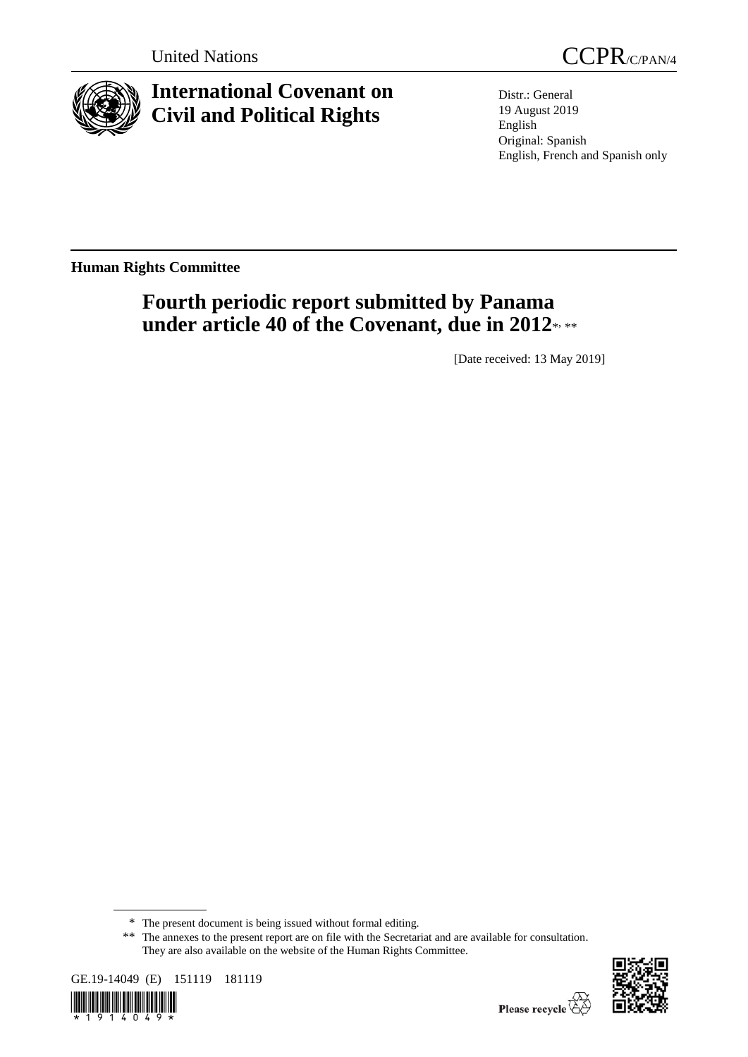United Nations

CCPR/C/PAN/4

# International Covenant on Civil and Political Rights

Distr.: General
19 August 2019
English
Original: Spanish
English, French and Spanish only

**Human Rights Committee**

## Fourth periodic report submitted by Panama under article 40 of the Covenant, due in 2012*, **

[Date received: 13 May 2019]

\* The present document is being issued without formal editing.

\*\* The annexes to the present report are on file with the Secretariat and are available for consultation. They are also available on the website of the Human Rights Committee.

GE.19-14049 (E) 151119 181119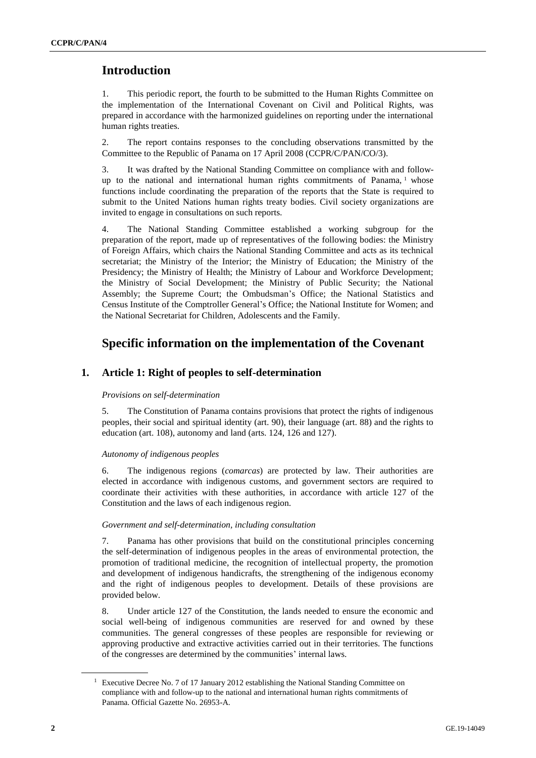# Introduction

1. This periodic report, the fourth to be submitted to the Human Rights Committee on the implementation of the International Covenant on Civil and Political Rights, was prepared in accordance with the harmonized guidelines on reporting under the international human rights treaties.

2. The report contains responses to the concluding observations transmitted by the Committee to the Republic of Panama on 17 April 2008 (CCPR/C/PAN/CO/3).

3. It was drafted by the National Standing Committee on compliance with and follow-up to the national and international human rights commitments of Panama,[1] whose functions include coordinating the preparation of the reports that the State is required to submit to the United Nations human rights treaty bodies. Civil society organizations are invited to engage in consultations on such reports.

4. The National Standing Committee established a working subgroup for the preparation of the report, made up of representatives of the following bodies: the Ministry of Foreign Affairs, which chairs the National Standing Committee and acts as its technical secretariat; the Ministry of the Interior; the Ministry of Education; the Ministry of the Presidency; the Ministry of Health; the Ministry of Labour and Workforce Development; the Ministry of Social Development; the Ministry of Public Security; the National Assembly; the Supreme Court; the Ombudsman's Office; the National Statistics and Census Institute of the Comptroller General's Office; the National Institute for Women; and the National Secretariat for Children, Adolescents and the Family.

# Specific information on the implementation of the Covenant

## 1. Article 1: Right of peoples to self-determination

*Provisions on self-determination*

5. The Constitution of Panama contains provisions that protect the rights of indigenous peoples, their social and spiritual identity (art. 90), their language (art. 88) and the rights to education (art. 108), autonomy and land (arts. 124, 126 and 127).

*Autonomy of indigenous peoples*

6. The indigenous regions (*comarcas*) are protected by law. Their authorities are elected in accordance with indigenous customs, and government sectors are required to coordinate their activities with these authorities, in accordance with article 127 of the Constitution and the laws of each indigenous region.

*Government and self-determination, including consultation*

7. Panama has other provisions that build on the constitutional principles concerning the self-determination of indigenous peoples in the areas of environmental protection, the promotion of traditional medicine, the recognition of intellectual property, the promotion and development of indigenous handicrafts, the strengthening of the indigenous economy and the right of indigenous peoples to development. Details of these provisions are provided below.

8. Under article 127 of the Constitution, the lands needed to ensure the economic and social well-being of indigenous communities are reserved for and owned by these communities. The general congresses of these peoples are responsible for reviewing or approving productive and extractive activities carried out in their territories. The functions of the congresses are determined by the communities' internal laws.

[1] Executive Decree No. 7 of 17 January 2012 establishing the National Standing Committee on compliance with and follow-up to the national and international human rights commitments of Panama. Official Gazette No. 26953-A.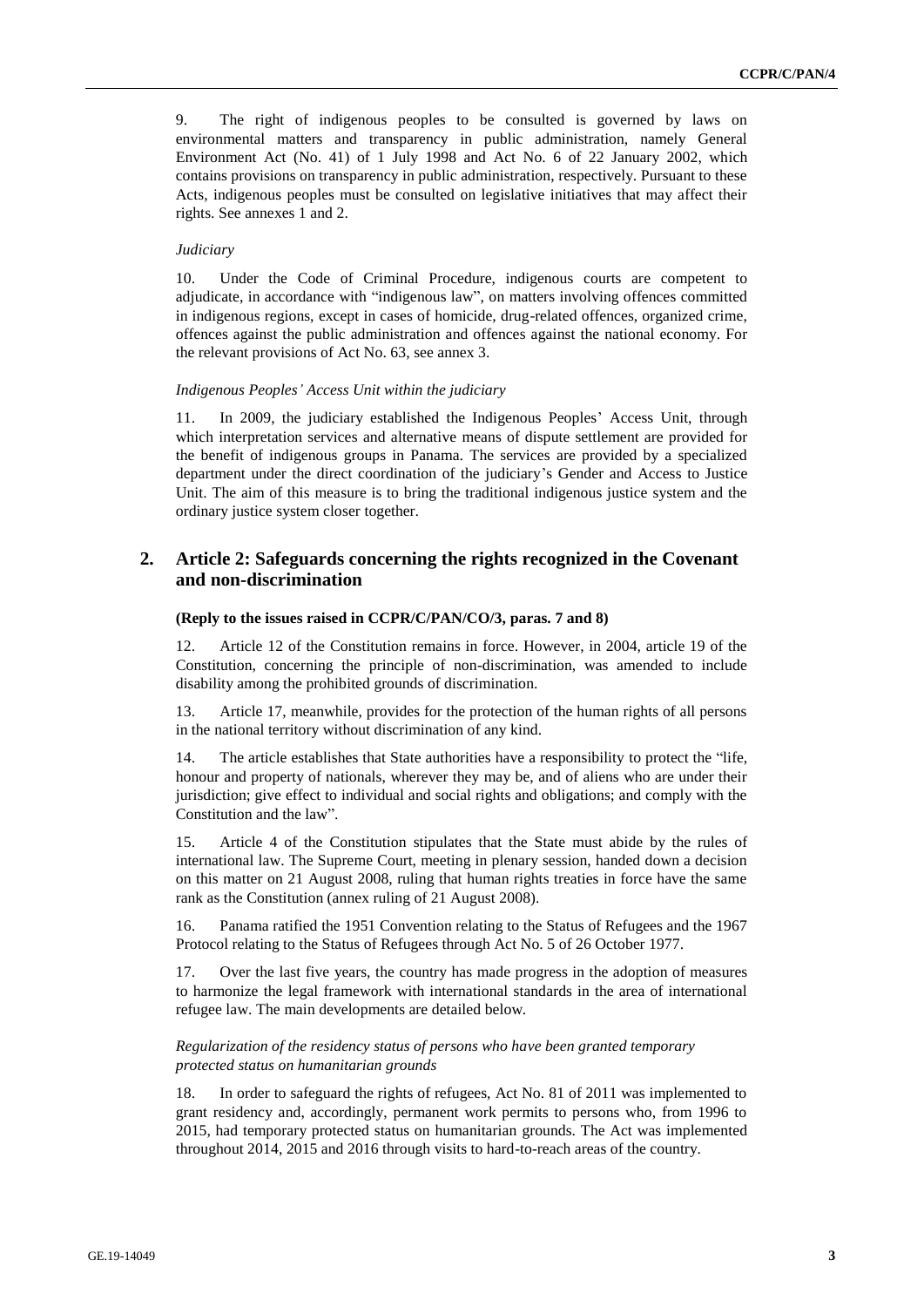9. The right of indigenous peoples to be consulted is governed by laws on environmental matters and transparency in public administration, namely General Environment Act (No. 41) of 1 July 1998 and Act No. 6 of 22 January 2002, which contains provisions on transparency in public administration, respectively. Pursuant to these Acts, indigenous peoples must be consulted on legislative initiatives that may affect their rights. See annexes 1 and 2.

*Judiciary*

10. Under the Code of Criminal Procedure, indigenous courts are competent to adjudicate, in accordance with "indigenous law", on matters involving offences committed in indigenous regions, except in cases of homicide, drug-related offences, organized crime, offences against the public administration and offences against the national economy. For the relevant provisions of Act No. 63, see annex 3.

*Indigenous Peoples' Access Unit within the judiciary*

11. In 2009, the judiciary established the Indigenous Peoples' Access Unit, through which interpretation services and alternative means of dispute settlement are provided for the benefit of indigenous groups in Panama. The services are provided by a specialized department under the direct coordination of the judiciary's Gender and Access to Justice Unit. The aim of this measure is to bring the traditional indigenous justice system and the ordinary justice system closer together.

## 2. Article 2: Safeguards concerning the rights recognized in the Covenant and non-discrimination

**(Reply to the issues raised in CCPR/C/PAN/CO/3, paras. 7 and 8)**

12. Article 12 of the Constitution remains in force. However, in 2004, article 19 of the Constitution, concerning the principle of non-discrimination, was amended to include disability among the prohibited grounds of discrimination.

13. Article 17, meanwhile, provides for the protection of the human rights of all persons in the national territory without discrimination of any kind.

14. The article establishes that State authorities have a responsibility to protect the "life, honour and property of nationals, wherever they may be, and of aliens who are under their jurisdiction; give effect to individual and social rights and obligations; and comply with the Constitution and the law".

15. Article 4 of the Constitution stipulates that the State must abide by the rules of international law. The Supreme Court, meeting in plenary session, handed down a decision on this matter on 21 August 2008, ruling that human rights treaties in force have the same rank as the Constitution (annex ruling of 21 August 2008).

16. Panama ratified the 1951 Convention relating to the Status of Refugees and the 1967 Protocol relating to the Status of Refugees through Act No. 5 of 26 October 1977.

17. Over the last five years, the country has made progress in the adoption of measures to harmonize the legal framework with international standards in the area of international refugee law. The main developments are detailed below.

*Regularization of the residency status of persons who have been granted temporary protected status on humanitarian grounds*

18. In order to safeguard the rights of refugees, Act No. 81 of 2011 was implemented to grant residency and, accordingly, permanent work permits to persons who, from 1996 to 2015, had temporary protected status on humanitarian grounds. The Act was implemented throughout 2014, 2015 and 2016 through visits to hard-to-reach areas of the country.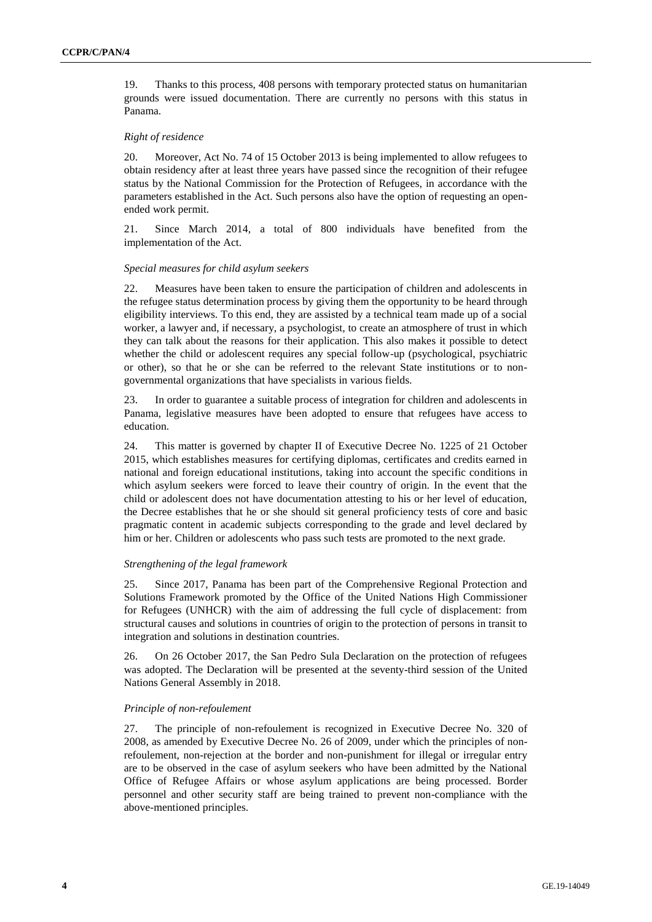19. Thanks to this process, 408 persons with temporary protected status on humanitarian grounds were issued documentation. There are currently no persons with this status in Panama.

*Right of residence*

20. Moreover, Act No. 74 of 15 October 2013 is being implemented to allow refugees to obtain residency after at least three years have passed since the recognition of their refugee status by the National Commission for the Protection of Refugees, in accordance with the parameters established in the Act. Such persons also have the option of requesting an open-ended work permit.

21. Since March 2014, a total of 800 individuals have benefited from the implementation of the Act.

*Special measures for child asylum seekers*

22. Measures have been taken to ensure the participation of children and adolescents in the refugee status determination process by giving them the opportunity to be heard through eligibility interviews. To this end, they are assisted by a technical team made up of a social worker, a lawyer and, if necessary, a psychologist, to create an atmosphere of trust in which they can talk about the reasons for their application. This also makes it possible to detect whether the child or adolescent requires any special follow-up (psychological, psychiatric or other), so that he or she can be referred to the relevant State institutions or to non-governmental organizations that have specialists in various fields.

23. In order to guarantee a suitable process of integration for children and adolescents in Panama, legislative measures have been adopted to ensure that refugees have access to education.

24. This matter is governed by chapter II of Executive Decree No. 1225 of 21 October 2015, which establishes measures for certifying diplomas, certificates and credits earned in national and foreign educational institutions, taking into account the specific conditions in which asylum seekers were forced to leave their country of origin. In the event that the child or adolescent does not have documentation attesting to his or her level of education, the Decree establishes that he or she should sit general proficiency tests of core and basic pragmatic content in academic subjects corresponding to the grade and level declared by him or her. Children or adolescents who pass such tests are promoted to the next grade.

*Strengthening of the legal framework*

25. Since 2017, Panama has been part of the Comprehensive Regional Protection and Solutions Framework promoted by the Office of the United Nations High Commissioner for Refugees (UNHCR) with the aim of addressing the full cycle of displacement: from structural causes and solutions in countries of origin to the protection of persons in transit to integration and solutions in destination countries.

26. On 26 October 2017, the San Pedro Sula Declaration on the protection of refugees was adopted. The Declaration will be presented at the seventy-third session of the United Nations General Assembly in 2018.

*Principle of non-refoulement*

27. The principle of non-refoulement is recognized in Executive Decree No. 320 of 2008, as amended by Executive Decree No. 26 of 2009, under which the principles of non-refoulement, non-rejection at the border and non-punishment for illegal or irregular entry are to be observed in the case of asylum seekers who have been admitted by the National Office of Refugee Affairs or whose asylum applications are being processed. Border personnel and other security staff are being trained to prevent non-compliance with the above-mentioned principles.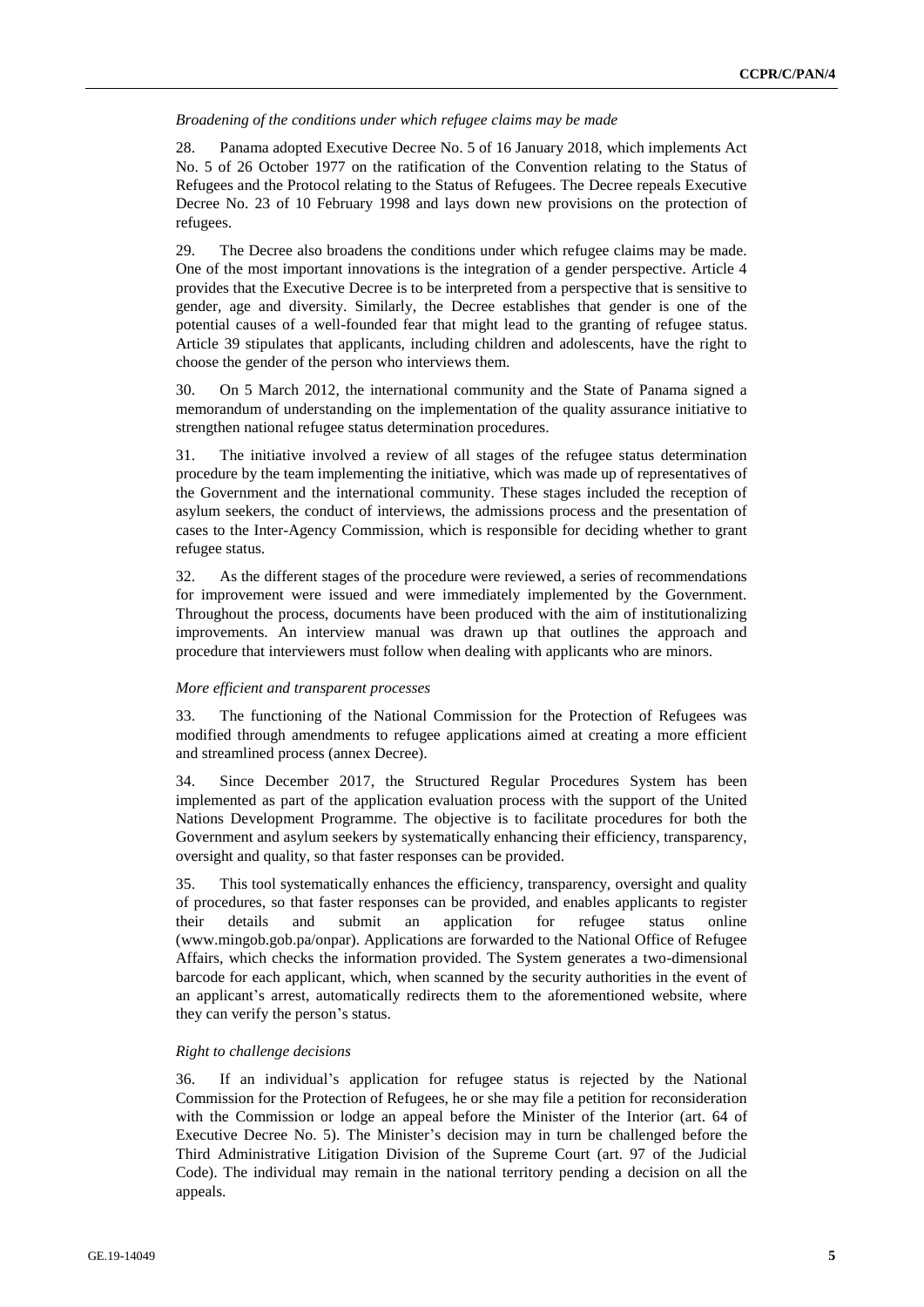*Broadening of the conditions under which refugee claims may be made*

28. Panama adopted Executive Decree No. 5 of 16 January 2018, which implements Act No. 5 of 26 October 1977 on the ratification of the Convention relating to the Status of Refugees and the Protocol relating to the Status of Refugees. The Decree repeals Executive Decree No. 23 of 10 February 1998 and lays down new provisions on the protection of refugees.

29. The Decree also broadens the conditions under which refugee claims may be made. One of the most important innovations is the integration of a gender perspective. Article 4 provides that the Executive Decree is to be interpreted from a perspective that is sensitive to gender, age and diversity. Similarly, the Decree establishes that gender is one of the potential causes of a well-founded fear that might lead to the granting of refugee status. Article 39 stipulates that applicants, including children and adolescents, have the right to choose the gender of the person who interviews them.

30. On 5 March 2012, the international community and the State of Panama signed a memorandum of understanding on the implementation of the quality assurance initiative to strengthen national refugee status determination procedures.

31. The initiative involved a review of all stages of the refugee status determination procedure by the team implementing the initiative, which was made up of representatives of the Government and the international community. These stages included the reception of asylum seekers, the conduct of interviews, the admissions process and the presentation of cases to the Inter-Agency Commission, which is responsible for deciding whether to grant refugee status.

32. As the different stages of the procedure were reviewed, a series of recommendations for improvement were issued and were immediately implemented by the Government. Throughout the process, documents have been produced with the aim of institutionalizing improvements. An interview manual was drawn up that outlines the approach and procedure that interviewers must follow when dealing with applicants who are minors.

*More efficient and transparent processes*

33. The functioning of the National Commission for the Protection of Refugees was modified through amendments to refugee applications aimed at creating a more efficient and streamlined process (annex Decree).

34. Since December 2017, the Structured Regular Procedures System has been implemented as part of the application evaluation process with the support of the United Nations Development Programme. The objective is to facilitate procedures for both the Government and asylum seekers by systematically enhancing their efficiency, transparency, oversight and quality, so that faster responses can be provided.

35. This tool systematically enhances the efficiency, transparency, oversight and quality of procedures, so that faster responses can be provided, and enables applicants to register their details and submit an application for refugee status online (www.mingob.gob.pa/onpar). Applications are forwarded to the National Office of Refugee Affairs, which checks the information provided. The System generates a two-dimensional barcode for each applicant, which, when scanned by the security authorities in the event of an applicant's arrest, automatically redirects them to the aforementioned website, where they can verify the person's status.

*Right to challenge decisions*

36. If an individual's application for refugee status is rejected by the National Commission for the Protection of Refugees, he or she may file a petition for reconsideration with the Commission or lodge an appeal before the Minister of the Interior (art. 64 of Executive Decree No. 5). The Minister's decision may in turn be challenged before the Third Administrative Litigation Division of the Supreme Court (art. 97 of the Judicial Code). The individual may remain in the national territory pending a decision on all the appeals.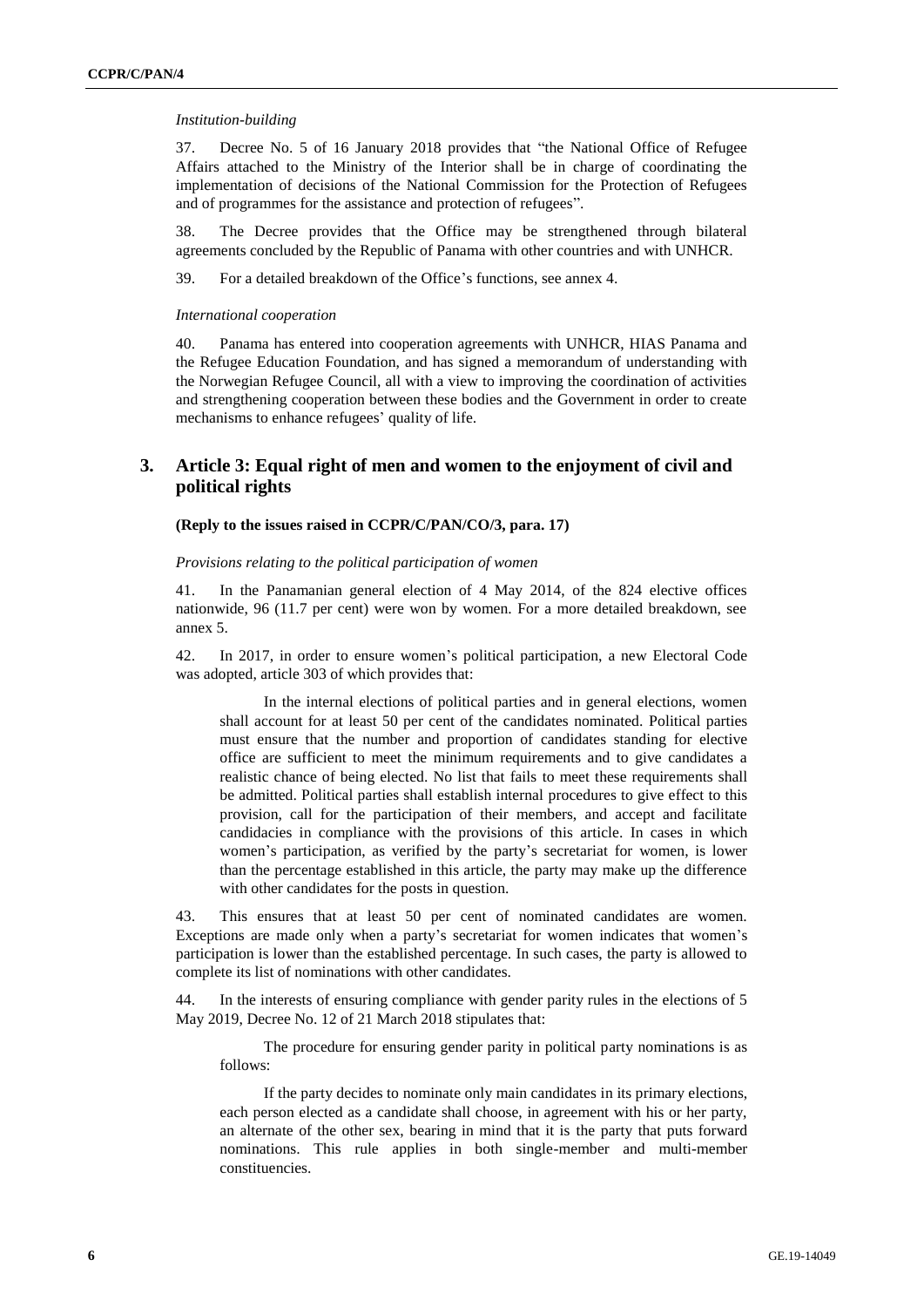*Institution-building*

37. Decree No. 5 of 16 January 2018 provides that "the National Office of Refugee Affairs attached to the Ministry of the Interior shall be in charge of coordinating the implementation of decisions of the National Commission for the Protection of Refugees and of programmes for the assistance and protection of refugees".

38. The Decree provides that the Office may be strengthened through bilateral agreements concluded by the Republic of Panama with other countries and with UNHCR.

39. For a detailed breakdown of the Office's functions, see annex 4.

*International cooperation*

40. Panama has entered into cooperation agreements with UNHCR, HIAS Panama and the Refugee Education Foundation, and has signed a memorandum of understanding with the Norwegian Refugee Council, all with a view to improving the coordination of activities and strengthening cooperation between these bodies and the Government in order to create mechanisms to enhance refugees' quality of life.

## 3. Article 3: Equal right of men and women to the enjoyment of civil and political rights

**(Reply to the issues raised in CCPR/C/PAN/CO/3, para. 17)**

*Provisions relating to the political participation of women*

41. In the Panamanian general election of 4 May 2014, of the 824 elective offices nationwide, 96 (11.7 per cent) were won by women. For a more detailed breakdown, see annex 5.

42. In 2017, in order to ensure women's political participation, a new Electoral Code was adopted, article 303 of which provides that:

> In the internal elections of political parties and in general elections, women shall account for at least 50 per cent of the candidates nominated. Political parties must ensure that the number and proportion of candidates standing for elective office are sufficient to meet the minimum requirements and to give candidates a realistic chance of being elected. No list that fails to meet these requirements shall be admitted. Political parties shall establish internal procedures to give effect to this provision, call for the participation of their members, and accept and facilitate candidacies in compliance with the provisions of this article. In cases in which women's participation, as verified by the party's secretariat for women, is lower than the percentage established in this article, the party may make up the difference with other candidates for the posts in question.

43. This ensures that at least 50 per cent of nominated candidates are women. Exceptions are made only when a party's secretariat for women indicates that women's participation is lower than the established percentage. In such cases, the party is allowed to complete its list of nominations with other candidates.

44. In the interests of ensuring compliance with gender parity rules in the elections of 5 May 2019, Decree No. 12 of 21 March 2018 stipulates that:

> The procedure for ensuring gender parity in political party nominations is as follows:
>
> If the party decides to nominate only main candidates in its primary elections, each person elected as a candidate shall choose, in agreement with his or her party, an alternate of the other sex, bearing in mind that it is the party that puts forward nominations. This rule applies in both single-member and multi-member constituencies.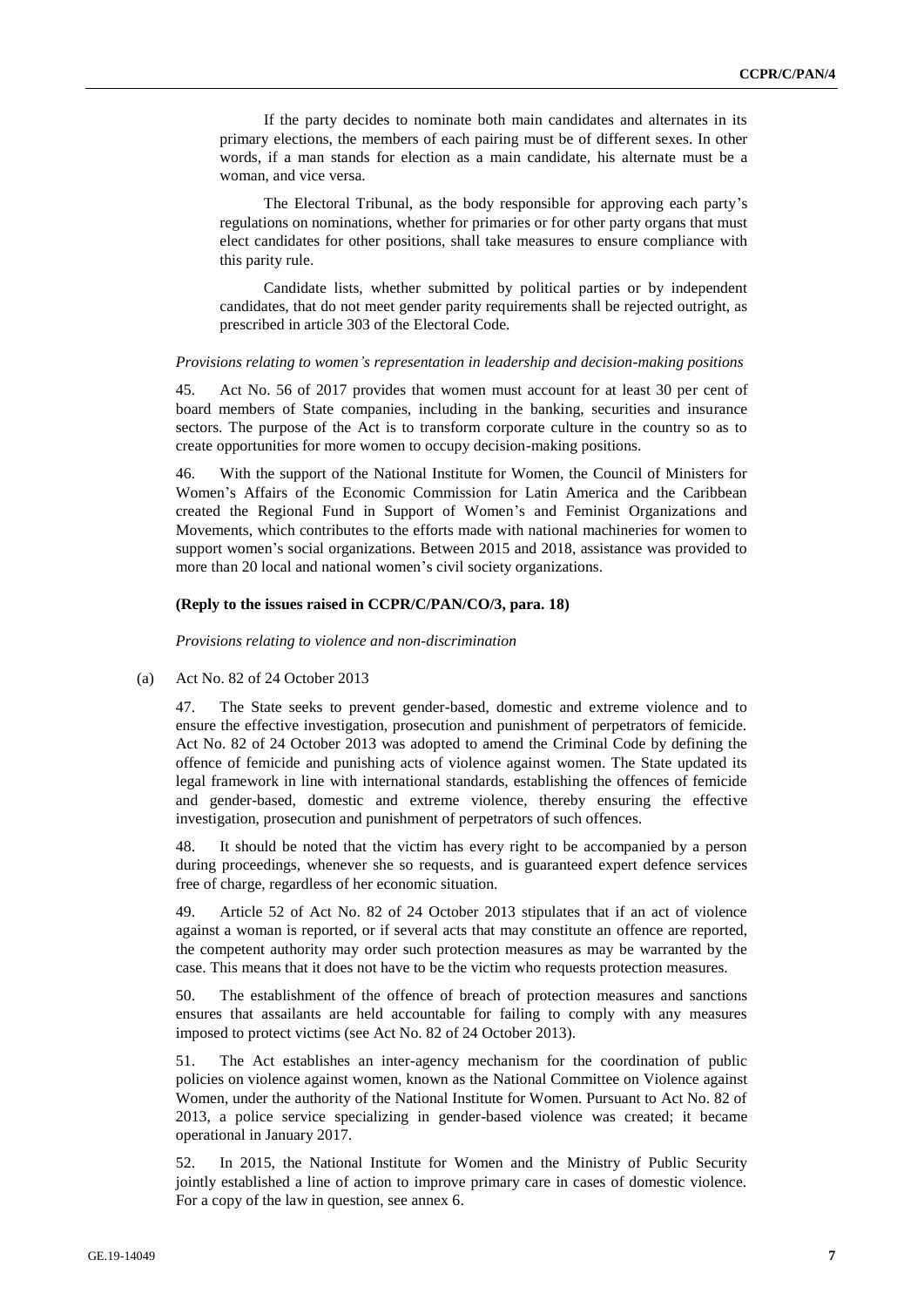If the party decides to nominate both main candidates and alternates in its primary elections, the members of each pairing must be of different sexes. In other words, if a man stands for election as a main candidate, his alternate must be a woman, and vice versa.

The Electoral Tribunal, as the body responsible for approving each party's regulations on nominations, whether for primaries or for other party organs that must elect candidates for other positions, shall take measures to ensure compliance with this parity rule.

Candidate lists, whether submitted by political parties or by independent candidates, that do not meet gender parity requirements shall be rejected outright, as prescribed in article 303 of the Electoral Code.

*Provisions relating to women's representation in leadership and decision-making positions*

45. Act No. 56 of 2017 provides that women must account for at least 30 per cent of board members of State companies, including in the banking, securities and insurance sectors. The purpose of the Act is to transform corporate culture in the country so as to create opportunities for more women to occupy decision-making positions.

46. With the support of the National Institute for Women, the Council of Ministers for Women's Affairs of the Economic Commission for Latin America and the Caribbean created the Regional Fund in Support of Women's and Feminist Organizations and Movements, which contributes to the efforts made with national machineries for women to support women's social organizations. Between 2015 and 2018, assistance was provided to more than 20 local and national women's civil society organizations.

**(Reply to the issues raised in CCPR/C/PAN/CO/3, para. 18)**

*Provisions relating to violence and non-discrimination*

(a) Act No. 82 of 24 October 2013

47. The State seeks to prevent gender-based, domestic and extreme violence and to ensure the effective investigation, prosecution and punishment of perpetrators of femicide. Act No. 82 of 24 October 2013 was adopted to amend the Criminal Code by defining the offence of femicide and punishing acts of violence against women. The State updated its legal framework in line with international standards, establishing the offences of femicide and gender-based, domestic and extreme violence, thereby ensuring the effective investigation, prosecution and punishment of perpetrators of such offences.

48. It should be noted that the victim has every right to be accompanied by a person during proceedings, whenever she so requests, and is guaranteed expert defence services free of charge, regardless of her economic situation.

49. Article 52 of Act No. 82 of 24 October 2013 stipulates that if an act of violence against a woman is reported, or if several acts that may constitute an offence are reported, the competent authority may order such protection measures as may be warranted by the case. This means that it does not have to be the victim who requests protection measures.

50. The establishment of the offence of breach of protection measures and sanctions ensures that assailants are held accountable for failing to comply with any measures imposed to protect victims (see Act No. 82 of 24 October 2013).

51. The Act establishes an inter-agency mechanism for the coordination of public policies on violence against women, known as the National Committee on Violence against Women, under the authority of the National Institute for Women. Pursuant to Act No. 82 of 2013, a police service specializing in gender-based violence was created; it became operational in January 2017.

52. In 2015, the National Institute for Women and the Ministry of Public Security jointly established a line of action to improve primary care in cases of domestic violence. For a copy of the law in question, see annex 6.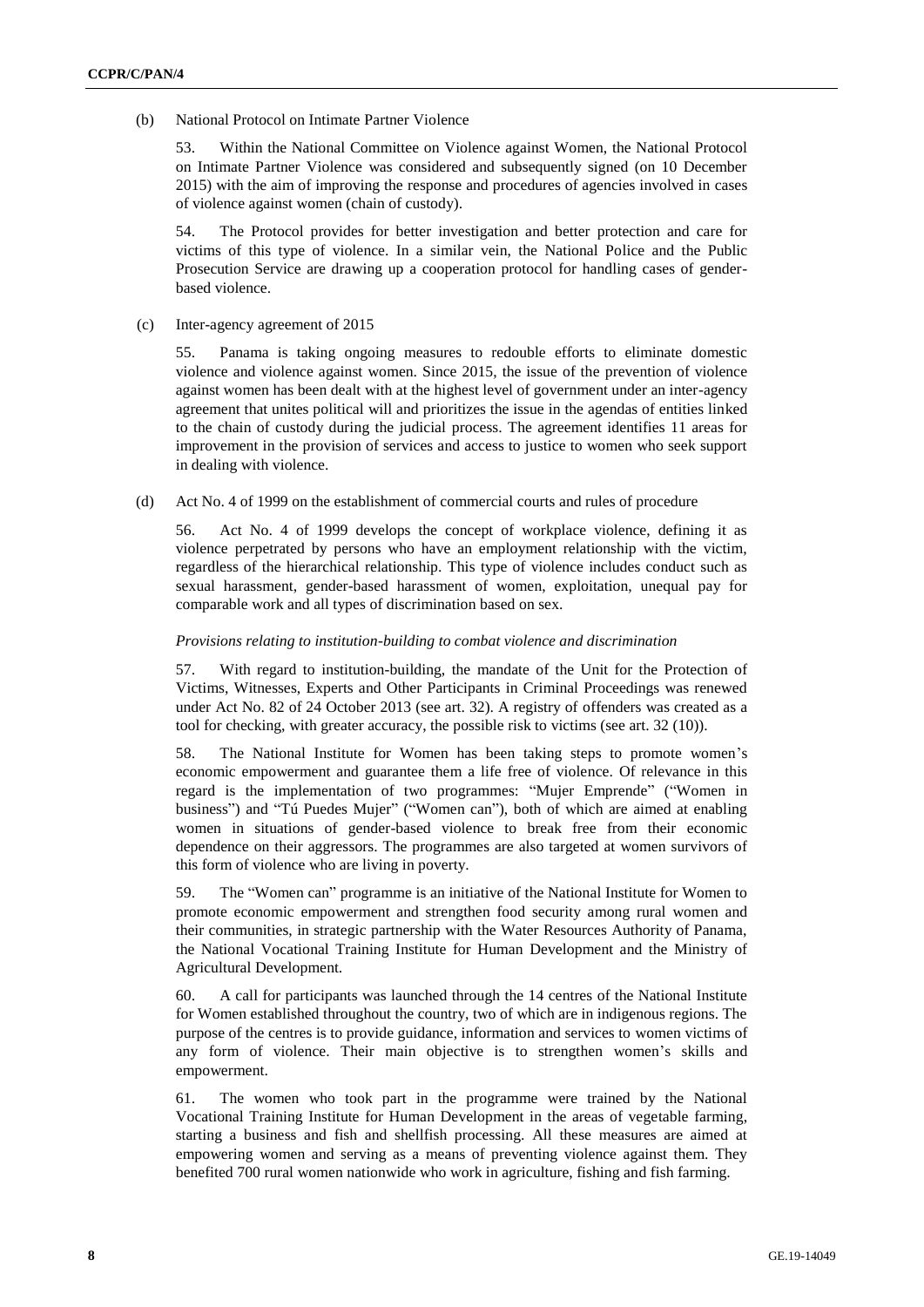(b) National Protocol on Intimate Partner Violence

53. Within the National Committee on Violence against Women, the National Protocol on Intimate Partner Violence was considered and subsequently signed (on 10 December 2015) with the aim of improving the response and procedures of agencies involved in cases of violence against women (chain of custody).

54. The Protocol provides for better investigation and better protection and care for victims of this type of violence. In a similar vein, the National Police and the Public Prosecution Service are drawing up a cooperation protocol for handling cases of gender-based violence.

(c) Inter-agency agreement of 2015

55. Panama is taking ongoing measures to redouble efforts to eliminate domestic violence and violence against women. Since 2015, the issue of the prevention of violence against women has been dealt with at the highest level of government under an inter-agency agreement that unites political will and prioritizes the issue in the agendas of entities linked to the chain of custody during the judicial process. The agreement identifies 11 areas for improvement in the provision of services and access to justice to women who seek support in dealing with violence.

(d) Act No. 4 of 1999 on the establishment of commercial courts and rules of procedure

56. Act No. 4 of 1999 develops the concept of workplace violence, defining it as violence perpetrated by persons who have an employment relationship with the victim, regardless of the hierarchical relationship. This type of violence includes conduct such as sexual harassment, gender-based harassment of women, exploitation, unequal pay for comparable work and all types of discrimination based on sex.

*Provisions relating to institution-building to combat violence and discrimination*

57. With regard to institution-building, the mandate of the Unit for the Protection of Victims, Witnesses, Experts and Other Participants in Criminal Proceedings was renewed under Act No. 82 of 24 October 2013 (see art. 32). A registry of offenders was created as a tool for checking, with greater accuracy, the possible risk to victims (see art. 32 (10)).

58. The National Institute for Women has been taking steps to promote women's economic empowerment and guarantee them a life free of violence. Of relevance in this regard is the implementation of two programmes: "Mujer Emprende" ("Women in business") and "Tú Puedes Mujer" ("Women can"), both of which are aimed at enabling women in situations of gender-based violence to break free from their economic dependence on their aggressors. The programmes are also targeted at women survivors of this form of violence who are living in poverty.

59. The "Women can" programme is an initiative of the National Institute for Women to promote economic empowerment and strengthen food security among rural women and their communities, in strategic partnership with the Water Resources Authority of Panama, the National Vocational Training Institute for Human Development and the Ministry of Agricultural Development.

60. A call for participants was launched through the 14 centres of the National Institute for Women established throughout the country, two of which are in indigenous regions. The purpose of the centres is to provide guidance, information and services to women victims of any form of violence. Their main objective is to strengthen women's skills and empowerment.

61. The women who took part in the programme were trained by the National Vocational Training Institute for Human Development in the areas of vegetable farming, starting a business and fish and shellfish processing. All these measures are aimed at empowering women and serving as a means of preventing violence against them. They benefited 700 rural women nationwide who work in agriculture, fishing and fish farming.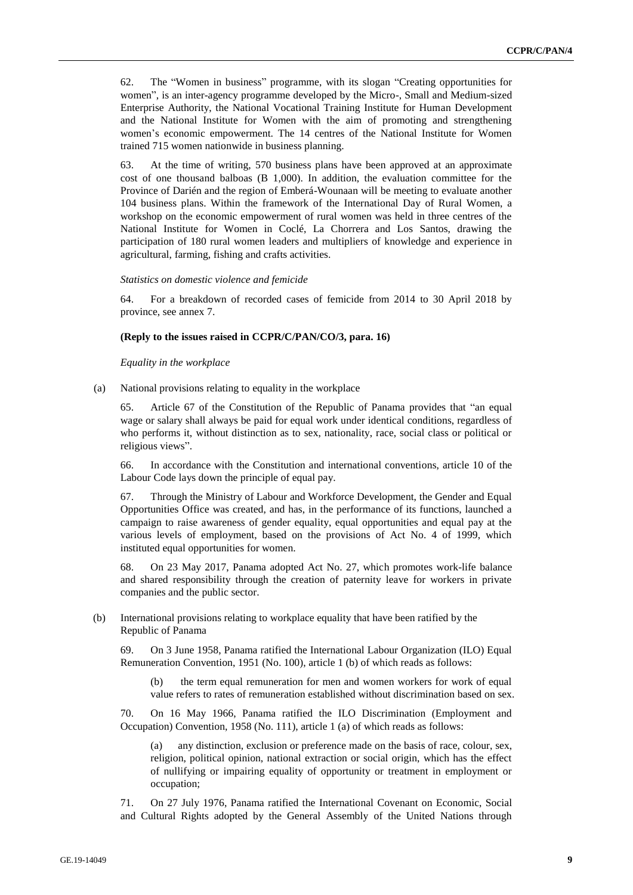62. The "Women in business" programme, with its slogan "Creating opportunities for women", is an inter-agency programme developed by the Micro-, Small and Medium-sized Enterprise Authority, the National Vocational Training Institute for Human Development and the National Institute for Women with the aim of promoting and strengthening women's economic empowerment. The 14 centres of the National Institute for Women trained 715 women nationwide in business planning.

63. At the time of writing, 570 business plans have been approved at an approximate cost of one thousand balboas (B 1,000). In addition, the evaluation committee for the Province of Darién and the region of Emberá-Wounaan will be meeting to evaluate another 104 business plans. Within the framework of the International Day of Rural Women, a workshop on the economic empowerment of rural women was held in three centres of the National Institute for Women in Coclé, La Chorrera and Los Santos, drawing the participation of 180 rural women leaders and multipliers of knowledge and experience in agricultural, farming, fishing and crafts activities.

*Statistics on domestic violence and femicide*

64. For a breakdown of recorded cases of femicide from 2014 to 30 April 2018 by province, see annex 7.

**(Reply to the issues raised in CCPR/C/PAN/CO/3, para. 16)**

*Equality in the workplace*

(a) National provisions relating to equality in the workplace

65. Article 67 of the Constitution of the Republic of Panama provides that "an equal wage or salary shall always be paid for equal work under identical conditions, regardless of who performs it, without distinction as to sex, nationality, race, social class or political or religious views".

66. In accordance with the Constitution and international conventions, article 10 of the Labour Code lays down the principle of equal pay.

67. Through the Ministry of Labour and Workforce Development, the Gender and Equal Opportunities Office was created, and has, in the performance of its functions, launched a campaign to raise awareness of gender equality, equal opportunities and equal pay at the various levels of employment, based on the provisions of Act No. 4 of 1999, which instituted equal opportunities for women.

68. On 23 May 2017, Panama adopted Act No. 27, which promotes work-life balance and shared responsibility through the creation of paternity leave for workers in private companies and the public sector.

(b) International provisions relating to workplace equality that have been ratified by the Republic of Panama

69. On 3 June 1958, Panama ratified the International Labour Organization (ILO) Equal Remuneration Convention, 1951 (No. 100), article 1 (b) of which reads as follows:

> (b) the term equal remuneration for men and women workers for work of equal value refers to rates of remuneration established without discrimination based on sex.

70. On 16 May 1966, Panama ratified the ILO Discrimination (Employment and Occupation) Convention, 1958 (No. 111), article 1 (a) of which reads as follows:

> (a) any distinction, exclusion or preference made on the basis of race, colour, sex, religion, political opinion, national extraction or social origin, which has the effect of nullifying or impairing equality of opportunity or treatment in employment or occupation;

71. On 27 July 1976, Panama ratified the International Covenant on Economic, Social and Cultural Rights adopted by the General Assembly of the United Nations through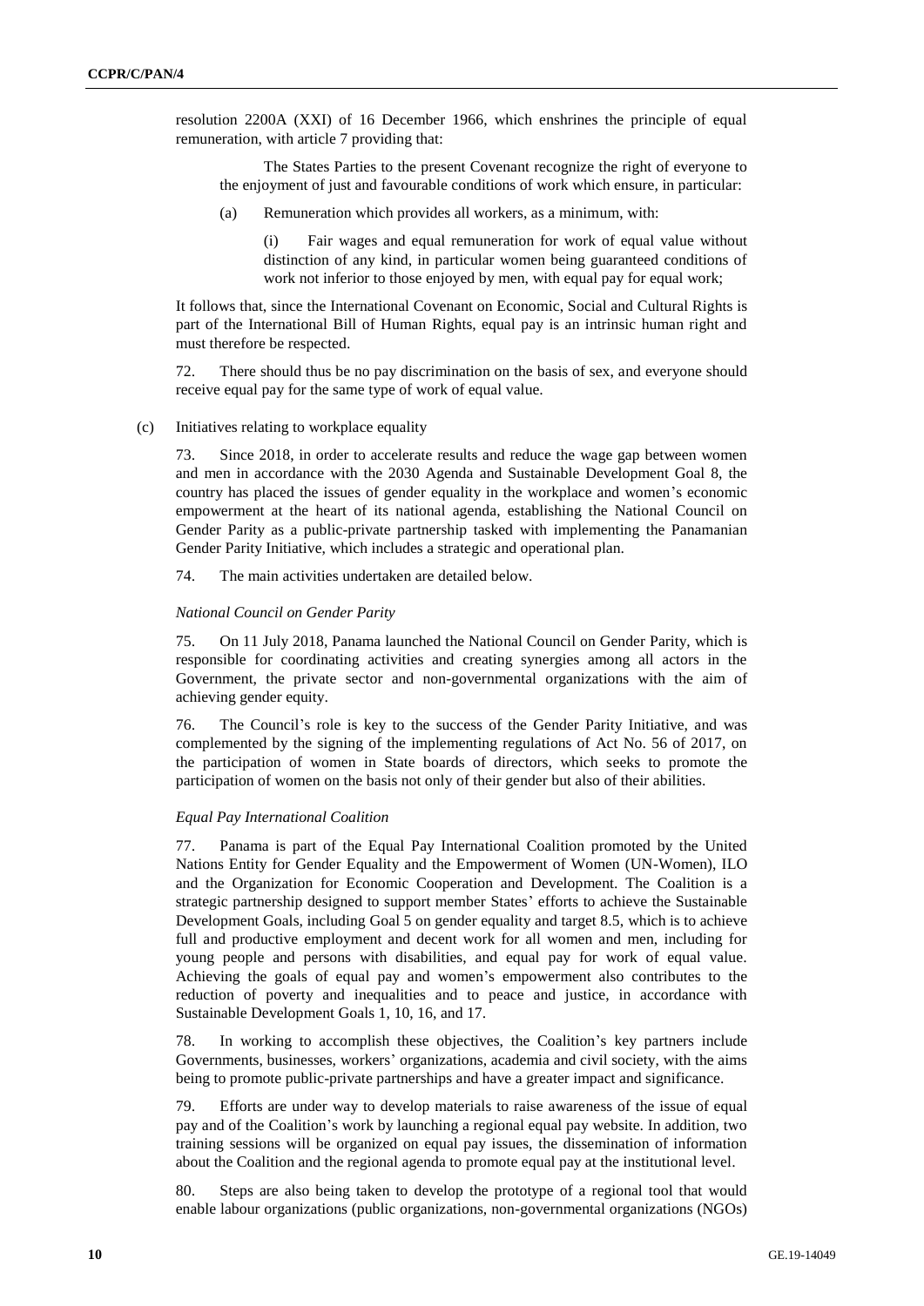resolution 2200A (XXI) of 16 December 1966, which enshrines the principle of equal remuneration, with article 7 providing that:

> The States Parties to the present Covenant recognize the right of everyone to the enjoyment of just and favourable conditions of work which ensure, in particular:
>
> (a) Remuneration which provides all workers, as a minimum, with:
>
> (i) Fair wages and equal remuneration for work of equal value without distinction of any kind, in particular women being guaranteed conditions of work not inferior to those enjoyed by men, with equal pay for equal work;

It follows that, since the International Covenant on Economic, Social and Cultural Rights is part of the International Bill of Human Rights, equal pay is an intrinsic human right and must therefore be respected.

72. There should thus be no pay discrimination on the basis of sex, and everyone should receive equal pay for the same type of work of equal value.

(c) Initiatives relating to workplace equality

73. Since 2018, in order to accelerate results and reduce the wage gap between women and men in accordance with the 2030 Agenda and Sustainable Development Goal 8, the country has placed the issues of gender equality in the workplace and women's economic empowerment at the heart of its national agenda, establishing the National Council on Gender Parity as a public-private partnership tasked with implementing the Panamanian Gender Parity Initiative, which includes a strategic and operational plan.

74. The main activities undertaken are detailed below.

*National Council on Gender Parity*

75. On 11 July 2018, Panama launched the National Council on Gender Parity, which is responsible for coordinating activities and creating synergies among all actors in the Government, the private sector and non-governmental organizations with the aim of achieving gender equity.

76. The Council's role is key to the success of the Gender Parity Initiative, and was complemented by the signing of the implementing regulations of Act No. 56 of 2017, on the participation of women in State boards of directors, which seeks to promote the participation of women on the basis not only of their gender but also of their abilities.

*Equal Pay International Coalition*

77. Panama is part of the Equal Pay International Coalition promoted by the United Nations Entity for Gender Equality and the Empowerment of Women (UN-Women), ILO and the Organization for Economic Cooperation and Development. The Coalition is a strategic partnership designed to support member States' efforts to achieve the Sustainable Development Goals, including Goal 5 on gender equality and target 8.5, which is to achieve full and productive employment and decent work for all women and men, including for young people and persons with disabilities, and equal pay for work of equal value. Achieving the goals of equal pay and women's empowerment also contributes to the reduction of poverty and inequalities and to peace and justice, in accordance with Sustainable Development Goals 1, 10, 16, and 17.

78. In working to accomplish these objectives, the Coalition's key partners include Governments, businesses, workers' organizations, academia and civil society, with the aims being to promote public-private partnerships and have a greater impact and significance.

79. Efforts are under way to develop materials to raise awareness of the issue of equal pay and of the Coalition's work by launching a regional equal pay website. In addition, two training sessions will be organized on equal pay issues, the dissemination of information about the Coalition and the regional agenda to promote equal pay at the institutional level.

80. Steps are also being taken to develop the prototype of a regional tool that would enable labour organizations (public organizations, non-governmental organizations (NGOs)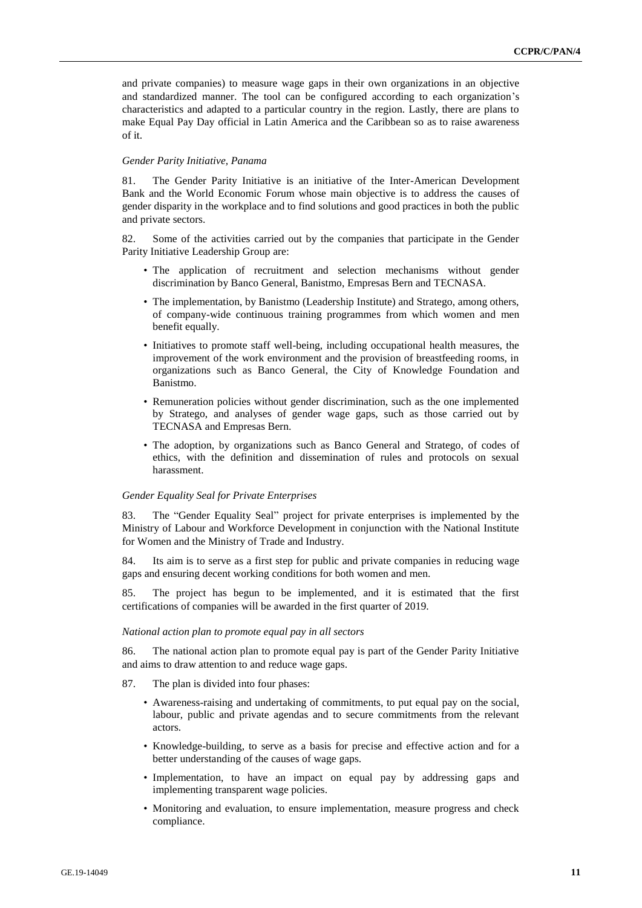and private companies) to measure wage gaps in their own organizations in an objective and standardized manner. The tool can be configured according to each organization's characteristics and adapted to a particular country in the region. Lastly, there are plans to make Equal Pay Day official in Latin America and the Caribbean so as to raise awareness of it.

*Gender Parity Initiative, Panama*

81. The Gender Parity Initiative is an initiative of the Inter-American Development Bank and the World Economic Forum whose main objective is to address the causes of gender disparity in the workplace and to find solutions and good practices in both the public and private sectors.

82. Some of the activities carried out by the companies that participate in the Gender Parity Initiative Leadership Group are:

- The application of recruitment and selection mechanisms without gender discrimination by Banco General, Banistmo, Empresas Bern and TECNASA.
- The implementation, by Banistmo (Leadership Institute) and Stratego, among others, of company-wide continuous training programmes from which women and men benefit equally.
- Initiatives to promote staff well-being, including occupational health measures, the improvement of the work environment and the provision of breastfeeding rooms, in organizations such as Banco General, the City of Knowledge Foundation and Banistmo.
- Remuneration policies without gender discrimination, such as the one implemented by Stratego, and analyses of gender wage gaps, such as those carried out by TECNASA and Empresas Bern.
- The adoption, by organizations such as Banco General and Stratego, of codes of ethics, with the definition and dissemination of rules and protocols on sexual harassment.

*Gender Equality Seal for Private Enterprises*

83. The "Gender Equality Seal" project for private enterprises is implemented by the Ministry of Labour and Workforce Development in conjunction with the National Institute for Women and the Ministry of Trade and Industry.

84. Its aim is to serve as a first step for public and private companies in reducing wage gaps and ensuring decent working conditions for both women and men.

85. The project has begun to be implemented, and it is estimated that the first certifications of companies will be awarded in the first quarter of 2019.

*National action plan to promote equal pay in all sectors*

86. The national action plan to promote equal pay is part of the Gender Parity Initiative and aims to draw attention to and reduce wage gaps.

87. The plan is divided into four phases:

- Awareness-raising and undertaking of commitments, to put equal pay on the social, labour, public and private agendas and to secure commitments from the relevant actors.
- Knowledge-building, to serve as a basis for precise and effective action and for a better understanding of the causes of wage gaps.
- Implementation, to have an impact on equal pay by addressing gaps and implementing transparent wage policies.
- Monitoring and evaluation, to ensure implementation, measure progress and check compliance.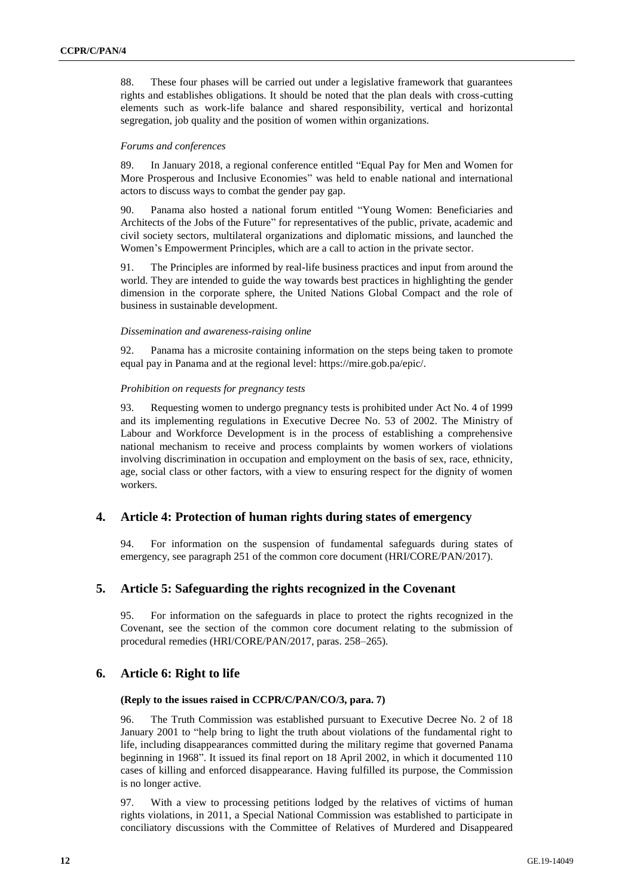88. These four phases will be carried out under a legislative framework that guarantees rights and establishes obligations. It should be noted that the plan deals with cross-cutting elements such as work-life balance and shared responsibility, vertical and horizontal segregation, job quality and the position of women within organizations.

*Forums and conferences*

89. In January 2018, a regional conference entitled "Equal Pay for Men and Women for More Prosperous and Inclusive Economies" was held to enable national and international actors to discuss ways to combat the gender pay gap.

90. Panama also hosted a national forum entitled "Young Women: Beneficiaries and Architects of the Jobs of the Future" for representatives of the public, private, academic and civil society sectors, multilateral organizations and diplomatic missions, and launched the Women's Empowerment Principles, which are a call to action in the private sector.

91. The Principles are informed by real-life business practices and input from around the world. They are intended to guide the way towards best practices in highlighting the gender dimension in the corporate sphere, the United Nations Global Compact and the role of business in sustainable development.

*Dissemination and awareness-raising online*

92. Panama has a microsite containing information on the steps being taken to promote equal pay in Panama and at the regional level: https://mire.gob.pa/epic/.

*Prohibition on requests for pregnancy tests*

93. Requesting women to undergo pregnancy tests is prohibited under Act No. 4 of 1999 and its implementing regulations in Executive Decree No. 53 of 2002. The Ministry of Labour and Workforce Development is in the process of establishing a comprehensive national mechanism to receive and process complaints by women workers of violations involving discrimination in occupation and employment on the basis of sex, race, ethnicity, age, social class or other factors, with a view to ensuring respect for the dignity of women workers.

## 4. Article 4: Protection of human rights during states of emergency

94. For information on the suspension of fundamental safeguards during states of emergency, see paragraph 251 of the common core document (HRI/CORE/PAN/2017).

## 5. Article 5: Safeguarding the rights recognized in the Covenant

95. For information on the safeguards in place to protect the rights recognized in the Covenant, see the section of the common core document relating to the submission of procedural remedies (HRI/CORE/PAN/2017, paras. 258–265).

## 6. Article 6: Right to life

**(Reply to the issues raised in CCPR/C/PAN/CO/3, para. 7)**

96. The Truth Commission was established pursuant to Executive Decree No. 2 of 18 January 2001 to "help bring to light the truth about violations of the fundamental right to life, including disappearances committed during the military regime that governed Panama beginning in 1968". It issued its final report on 18 April 2002, in which it documented 110 cases of killing and enforced disappearance. Having fulfilled its purpose, the Commission is no longer active.

97. With a view to processing petitions lodged by the relatives of victims of human rights violations, in 2011, a Special National Commission was established to participate in conciliatory discussions with the Committee of Relatives of Murdered and Disappeared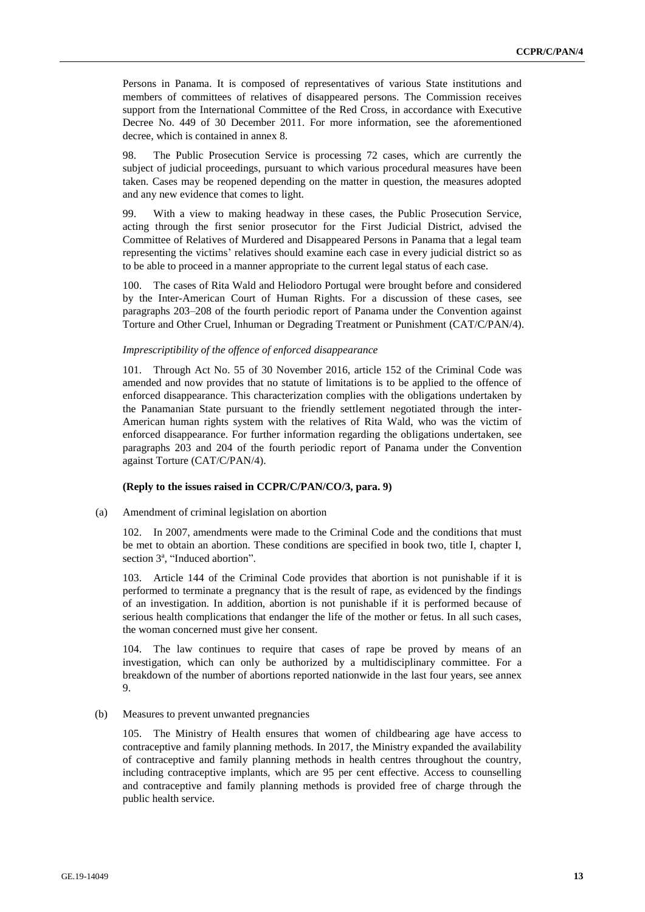Persons in Panama. It is composed of representatives of various State institutions and members of committees of relatives of disappeared persons. The Commission receives support from the International Committee of the Red Cross, in accordance with Executive Decree No. 449 of 30 December 2011. For more information, see the aforementioned decree, which is contained in annex 8.

98. The Public Prosecution Service is processing 72 cases, which are currently the subject of judicial proceedings, pursuant to which various procedural measures have been taken. Cases may be reopened depending on the matter in question, the measures adopted and any new evidence that comes to light.

99. With a view to making headway in these cases, the Public Prosecution Service, acting through the first senior prosecutor for the First Judicial District, advised the Committee of Relatives of Murdered and Disappeared Persons in Panama that a legal team representing the victims' relatives should examine each case in every judicial district so as to be able to proceed in a manner appropriate to the current legal status of each case.

100. The cases of Rita Wald and Heliodoro Portugal were brought before and considered by the Inter-American Court of Human Rights. For a discussion of these cases, see paragraphs 203–208 of the fourth periodic report of Panama under the Convention against Torture and Other Cruel, Inhuman or Degrading Treatment or Punishment (CAT/C/PAN/4).

*Imprescriptibility of the offence of enforced disappearance*

101. Through Act No. 55 of 30 November 2016, article 152 of the Criminal Code was amended and now provides that no statute of limitations is to be applied to the offence of enforced disappearance. This characterization complies with the obligations undertaken by the Panamanian State pursuant to the friendly settlement negotiated through the inter-American human rights system with the relatives of Rita Wald, who was the victim of enforced disappearance. For further information regarding the obligations undertaken, see paragraphs 203 and 204 of the fourth periodic report of Panama under the Convention against Torture (CAT/C/PAN/4).

**(Reply to the issues raised in CCPR/C/PAN/CO/3, para. 9)**

(a) Amendment of criminal legislation on abortion

102. In 2007, amendments were made to the Criminal Code and the conditions that must be met to obtain an abortion. These conditions are specified in book two, title I, chapter I, section 3ª, "Induced abortion".

103. Article 144 of the Criminal Code provides that abortion is not punishable if it is performed to terminate a pregnancy that is the result of rape, as evidenced by the findings of an investigation. In addition, abortion is not punishable if it is performed because of serious health complications that endanger the life of the mother or fetus. In all such cases, the woman concerned must give her consent.

104. The law continues to require that cases of rape be proved by means of an investigation, which can only be authorized by a multidisciplinary committee. For a breakdown of the number of abortions reported nationwide in the last four years, see annex 9.

(b) Measures to prevent unwanted pregnancies

105. The Ministry of Health ensures that women of childbearing age have access to contraceptive and family planning methods. In 2017, the Ministry expanded the availability of contraceptive and family planning methods in health centres throughout the country, including contraceptive implants, which are 95 per cent effective. Access to counselling and contraceptive and family planning methods is provided free of charge through the public health service.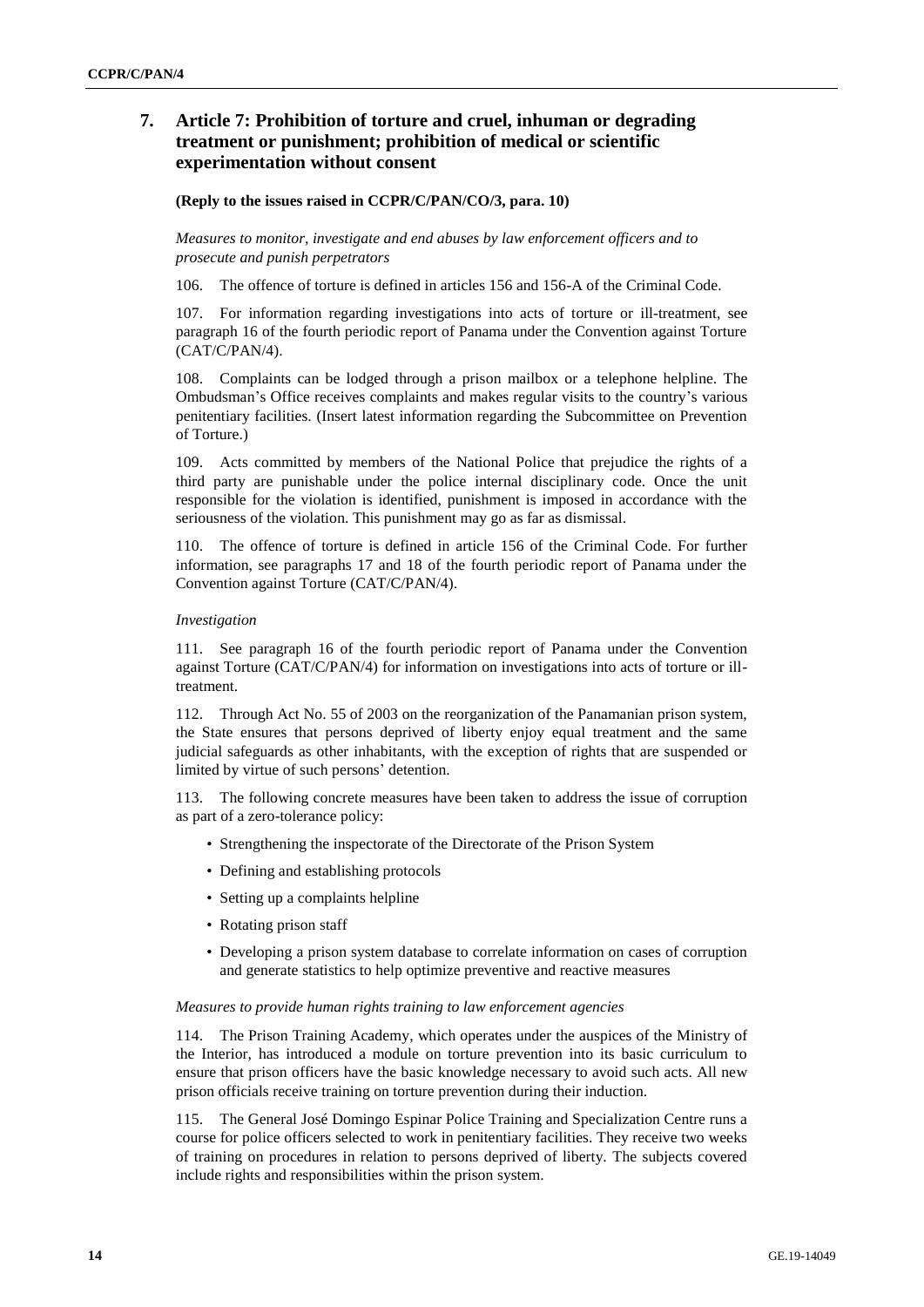## 7. Article 7: Prohibition of torture and cruel, inhuman or degrading treatment or punishment; prohibition of medical or scientific experimentation without consent

**(Reply to the issues raised in CCPR/C/PAN/CO/3, para. 10)**

*Measures to monitor, investigate and end abuses by law enforcement officers and to prosecute and punish perpetrators*

106. The offence of torture is defined in articles 156 and 156-A of the Criminal Code.

107. For information regarding investigations into acts of torture or ill-treatment, see paragraph 16 of the fourth periodic report of Panama under the Convention against Torture (CAT/C/PAN/4).

108. Complaints can be lodged through a prison mailbox or a telephone helpline. The Ombudsman's Office receives complaints and makes regular visits to the country's various penitentiary facilities. (Insert latest information regarding the Subcommittee on Prevention of Torture.)

109. Acts committed by members of the National Police that prejudice the rights of a third party are punishable under the police internal disciplinary code. Once the unit responsible for the violation is identified, punishment is imposed in accordance with the seriousness of the violation. This punishment may go as far as dismissal.

110. The offence of torture is defined in article 156 of the Criminal Code. For further information, see paragraphs 17 and 18 of the fourth periodic report of Panama under the Convention against Torture (CAT/C/PAN/4).

*Investigation*

111. See paragraph 16 of the fourth periodic report of Panama under the Convention against Torture (CAT/C/PAN/4) for information on investigations into acts of torture or ill-treatment.

112. Through Act No. 55 of 2003 on the reorganization of the Panamanian prison system, the State ensures that persons deprived of liberty enjoy equal treatment and the same judicial safeguards as other inhabitants, with the exception of rights that are suspended or limited by virtue of such persons' detention.

113. The following concrete measures have been taken to address the issue of corruption as part of a zero-tolerance policy:

- Strengthening the inspectorate of the Directorate of the Prison System
- Defining and establishing protocols
- Setting up a complaints helpline
- Rotating prison staff
- Developing a prison system database to correlate information on cases of corruption and generate statistics to help optimize preventive and reactive measures

*Measures to provide human rights training to law enforcement agencies*

114. The Prison Training Academy, which operates under the auspices of the Ministry of the Interior, has introduced a module on torture prevention into its basic curriculum to ensure that prison officers have the basic knowledge necessary to avoid such acts. All new prison officials receive training on torture prevention during their induction.

115. The General José Domingo Espinar Police Training and Specialization Centre runs a course for police officers selected to work in penitentiary facilities. They receive two weeks of training on procedures in relation to persons deprived of liberty. The subjects covered include rights and responsibilities within the prison system.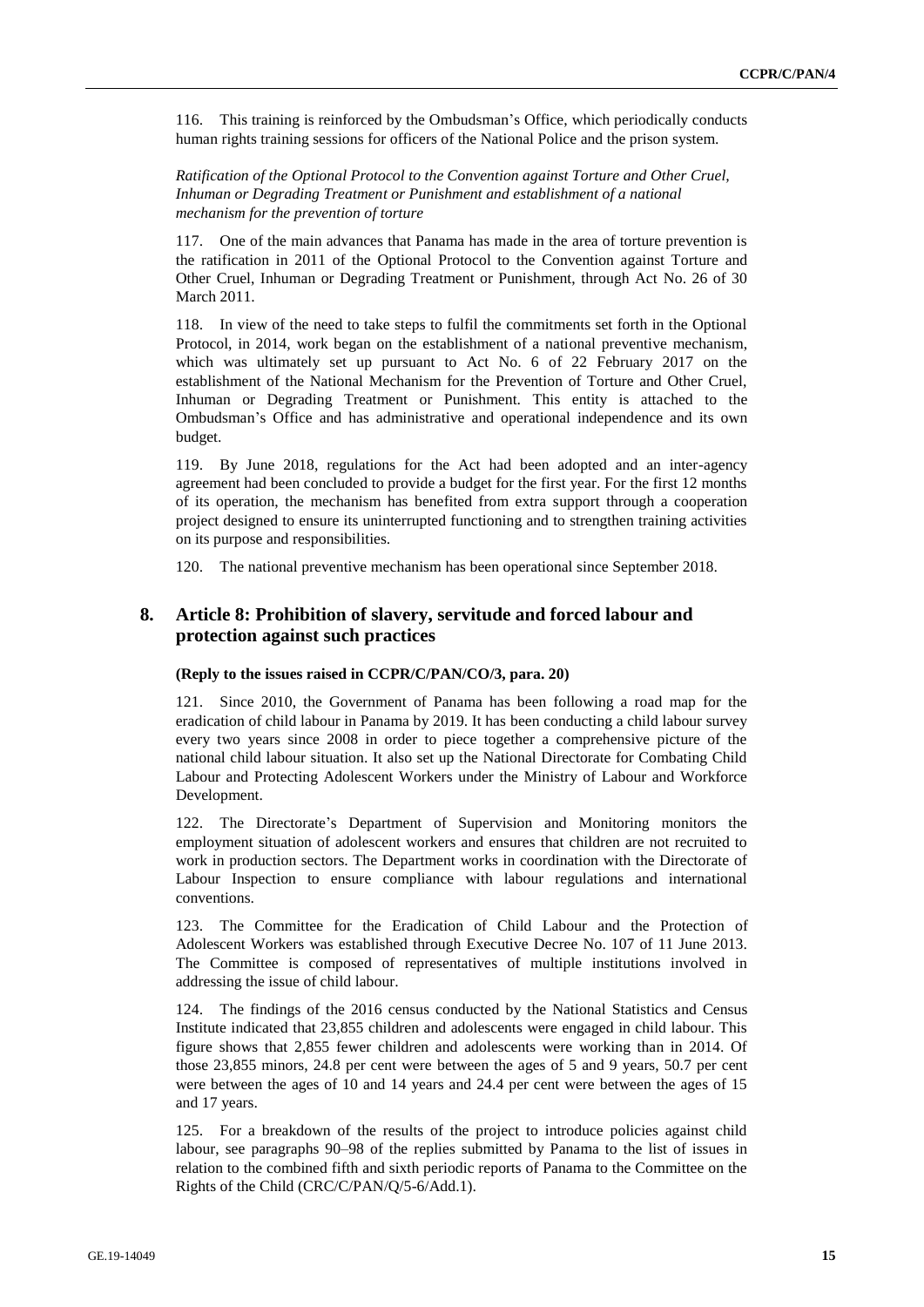116. This training is reinforced by the Ombudsman's Office, which periodically conducts human rights training sessions for officers of the National Police and the prison system.

*Ratification of the Optional Protocol to the Convention against Torture and Other Cruel, Inhuman or Degrading Treatment or Punishment and establishment of a national mechanism for the prevention of torture*

117. One of the main advances that Panama has made in the area of torture prevention is the ratification in 2011 of the Optional Protocol to the Convention against Torture and Other Cruel, Inhuman or Degrading Treatment or Punishment, through Act No. 26 of 30 March 2011.

118. In view of the need to take steps to fulfil the commitments set forth in the Optional Protocol, in 2014, work began on the establishment of a national preventive mechanism, which was ultimately set up pursuant to Act No. 6 of 22 February 2017 on the establishment of the National Mechanism for the Prevention of Torture and Other Cruel, Inhuman or Degrading Treatment or Punishment. This entity is attached to the Ombudsman's Office and has administrative and operational independence and its own budget.

119. By June 2018, regulations for the Act had been adopted and an inter-agency agreement had been concluded to provide a budget for the first year. For the first 12 months of its operation, the mechanism has benefited from extra support through a cooperation project designed to ensure its uninterrupted functioning and to strengthen training activities on its purpose and responsibilities.

120. The national preventive mechanism has been operational since September 2018.

## 8. Article 8: Prohibition of slavery, servitude and forced labour and protection against such practices

**(Reply to the issues raised in CCPR/C/PAN/CO/3, para. 20)**

121. Since 2010, the Government of Panama has been following a road map for the eradication of child labour in Panama by 2019. It has been conducting a child labour survey every two years since 2008 in order to piece together a comprehensive picture of the national child labour situation. It also set up the National Directorate for Combating Child Labour and Protecting Adolescent Workers under the Ministry of Labour and Workforce Development.

122. The Directorate's Department of Supervision and Monitoring monitors the employment situation of adolescent workers and ensures that children are not recruited to work in production sectors. The Department works in coordination with the Directorate of Labour Inspection to ensure compliance with labour regulations and international conventions.

123. The Committee for the Eradication of Child Labour and the Protection of Adolescent Workers was established through Executive Decree No. 107 of 11 June 2013. The Committee is composed of representatives of multiple institutions involved in addressing the issue of child labour.

124. The findings of the 2016 census conducted by the National Statistics and Census Institute indicated that 23,855 children and adolescents were engaged in child labour. This figure shows that 2,855 fewer children and adolescents were working than in 2014. Of those 23,855 minors, 24.8 per cent were between the ages of 5 and 9 years, 50.7 per cent were between the ages of 10 and 14 years and 24.4 per cent were between the ages of 15 and 17 years.

125. For a breakdown of the results of the project to introduce policies against child labour, see paragraphs 90–98 of the replies submitted by Panama to the list of issues in relation to the combined fifth and sixth periodic reports of Panama to the Committee on the Rights of the Child (CRC/C/PAN/Q/5-6/Add.1).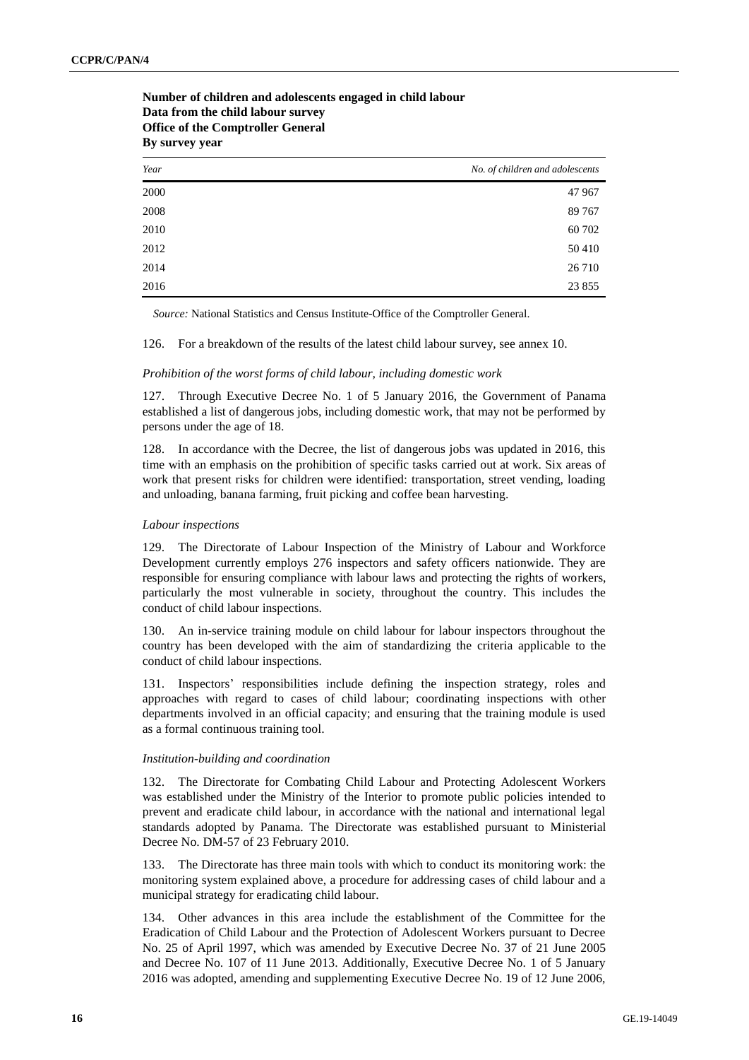**Number of children and adolescents engaged in child labour**
**Data from the child labour survey**
**Office of the Comptroller General**
**By survey year**

| *Year* | *No. of children and adolescents* |
|---|---|
| 2000 | 47 967 |
| 2008 | 89 767 |
| 2010 | 60 702 |
| 2012 | 50 410 |
| 2014 | 26 710 |
| 2016 | 23 855 |

*Source:* National Statistics and Census Institute-Office of the Comptroller General.

126. For a breakdown of the results of the latest child labour survey, see annex 10.

*Prohibition of the worst forms of child labour, including domestic work*

127. Through Executive Decree No. 1 of 5 January 2016, the Government of Panama established a list of dangerous jobs, including domestic work, that may not be performed by persons under the age of 18.

128. In accordance with the Decree, the list of dangerous jobs was updated in 2016, this time with an emphasis on the prohibition of specific tasks carried out at work. Six areas of work that present risks for children were identified: transportation, street vending, loading and unloading, banana farming, fruit picking and coffee bean harvesting.

*Labour inspections*

129. The Directorate of Labour Inspection of the Ministry of Labour and Workforce Development currently employs 276 inspectors and safety officers nationwide. They are responsible for ensuring compliance with labour laws and protecting the rights of workers, particularly the most vulnerable in society, throughout the country. This includes the conduct of child labour inspections.

130. An in-service training module on child labour for labour inspectors throughout the country has been developed with the aim of standardizing the criteria applicable to the conduct of child labour inspections.

131. Inspectors' responsibilities include defining the inspection strategy, roles and approaches with regard to cases of child labour; coordinating inspections with other departments involved in an official capacity; and ensuring that the training module is used as a formal continuous training tool.

*Institution-building and coordination*

132. The Directorate for Combating Child Labour and Protecting Adolescent Workers was established under the Ministry of the Interior to promote public policies intended to prevent and eradicate child labour, in accordance with the national and international legal standards adopted by Panama. The Directorate was established pursuant to Ministerial Decree No. DM-57 of 23 February 2010.

133. The Directorate has three main tools with which to conduct its monitoring work: the monitoring system explained above, a procedure for addressing cases of child labour and a municipal strategy for eradicating child labour.

134. Other advances in this area include the establishment of the Committee for the Eradication of Child Labour and the Protection of Adolescent Workers pursuant to Decree No. 25 of April 1997, which was amended by Executive Decree No. 37 of 21 June 2005 and Decree No. 107 of 11 June 2013. Additionally, Executive Decree No. 1 of 5 January 2016 was adopted, amending and supplementing Executive Decree No. 19 of 12 June 2006,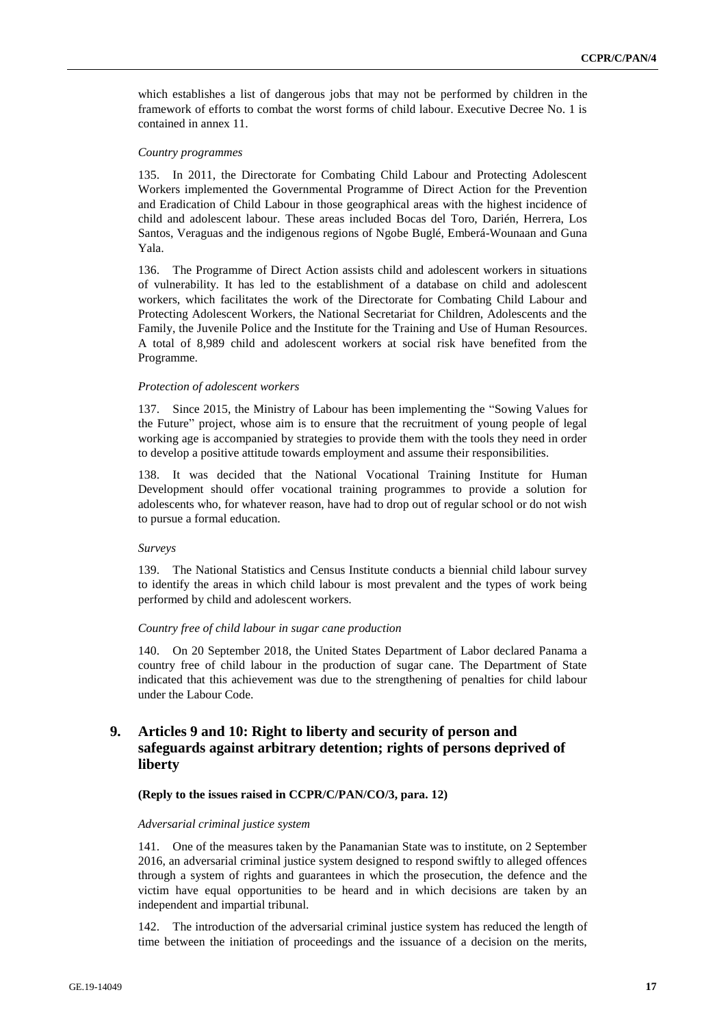which establishes a list of dangerous jobs that may not be performed by children in the framework of efforts to combat the worst forms of child labour. Executive Decree No. 1 is contained in annex 11.

*Country programmes*

135. In 2011, the Directorate for Combating Child Labour and Protecting Adolescent Workers implemented the Governmental Programme of Direct Action for the Prevention and Eradication of Child Labour in those geographical areas with the highest incidence of child and adolescent labour. These areas included Bocas del Toro, Darién, Herrera, Los Santos, Veraguas and the indigenous regions of Ngobe Buglé, Emberá-Wounaan and Guna Yala.

136. The Programme of Direct Action assists child and adolescent workers in situations of vulnerability. It has led to the establishment of a database on child and adolescent workers, which facilitates the work of the Directorate for Combating Child Labour and Protecting Adolescent Workers, the National Secretariat for Children, Adolescents and the Family, the Juvenile Police and the Institute for the Training and Use of Human Resources. A total of 8,989 child and adolescent workers at social risk have benefited from the Programme.

*Protection of adolescent workers*

137. Since 2015, the Ministry of Labour has been implementing the "Sowing Values for the Future" project, whose aim is to ensure that the recruitment of young people of legal working age is accompanied by strategies to provide them with the tools they need in order to develop a positive attitude towards employment and assume their responsibilities.

138. It was decided that the National Vocational Training Institute for Human Development should offer vocational training programmes to provide a solution for adolescents who, for whatever reason, have had to drop out of regular school or do not wish to pursue a formal education.

*Surveys*

139. The National Statistics and Census Institute conducts a biennial child labour survey to identify the areas in which child labour is most prevalent and the types of work being performed by child and adolescent workers.

*Country free of child labour in sugar cane production*

140. On 20 September 2018, the United States Department of Labor declared Panama a country free of child labour in the production of sugar cane. The Department of State indicated that this achievement was due to the strengthening of penalties for child labour under the Labour Code.

## 9. Articles 9 and 10: Right to liberty and security of person and safeguards against arbitrary detention; rights of persons deprived of liberty

**(Reply to the issues raised in CCPR/C/PAN/CO/3, para. 12)**

*Adversarial criminal justice system*

141. One of the measures taken by the Panamanian State was to institute, on 2 September 2016, an adversarial criminal justice system designed to respond swiftly to alleged offences through a system of rights and guarantees in which the prosecution, the defence and the victim have equal opportunities to be heard and in which decisions are taken by an independent and impartial tribunal.

142. The introduction of the adversarial criminal justice system has reduced the length of time between the initiation of proceedings and the issuance of a decision on the merits,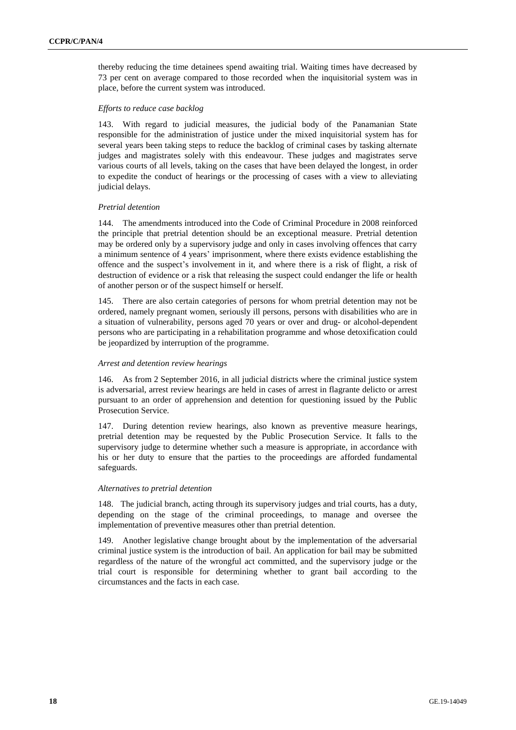thereby reducing the time detainees spend awaiting trial. Waiting times have decreased by 73 per cent on average compared to those recorded when the inquisitorial system was in place, before the current system was introduced.

*Efforts to reduce case backlog*

143. With regard to judicial measures, the judicial body of the Panamanian State responsible for the administration of justice under the mixed inquisitorial system has for several years been taking steps to reduce the backlog of criminal cases by tasking alternate judges and magistrates solely with this endeavour. These judges and magistrates serve various courts of all levels, taking on the cases that have been delayed the longest, in order to expedite the conduct of hearings or the processing of cases with a view to alleviating judicial delays.

*Pretrial detention*

144. The amendments introduced into the Code of Criminal Procedure in 2008 reinforced the principle that pretrial detention should be an exceptional measure. Pretrial detention may be ordered only by a supervisory judge and only in cases involving offences that carry a minimum sentence of 4 years' imprisonment, where there exists evidence establishing the offence and the suspect's involvement in it, and where there is a risk of flight, a risk of destruction of evidence or a risk that releasing the suspect could endanger the life or health of another person or of the suspect himself or herself.

145. There are also certain categories of persons for whom pretrial detention may not be ordered, namely pregnant women, seriously ill persons, persons with disabilities who are in a situation of vulnerability, persons aged 70 years or over and drug- or alcohol-dependent persons who are participating in a rehabilitation programme and whose detoxification could be jeopardized by interruption of the programme.

*Arrest and detention review hearings*

146. As from 2 September 2016, in all judicial districts where the criminal justice system is adversarial, arrest review hearings are held in cases of arrest in flagrante delicto or arrest pursuant to an order of apprehension and detention for questioning issued by the Public Prosecution Service.

147. During detention review hearings, also known as preventive measure hearings, pretrial detention may be requested by the Public Prosecution Service. It falls to the supervisory judge to determine whether such a measure is appropriate, in accordance with his or her duty to ensure that the parties to the proceedings are afforded fundamental safeguards.

*Alternatives to pretrial detention*

148. The judicial branch, acting through its supervisory judges and trial courts, has a duty, depending on the stage of the criminal proceedings, to manage and oversee the implementation of preventive measures other than pretrial detention.

149. Another legislative change brought about by the implementation of the adversarial criminal justice system is the introduction of bail. An application for bail may be submitted regardless of the nature of the wrongful act committed, and the supervisory judge or the trial court is responsible for determining whether to grant bail according to the circumstances and the facts in each case.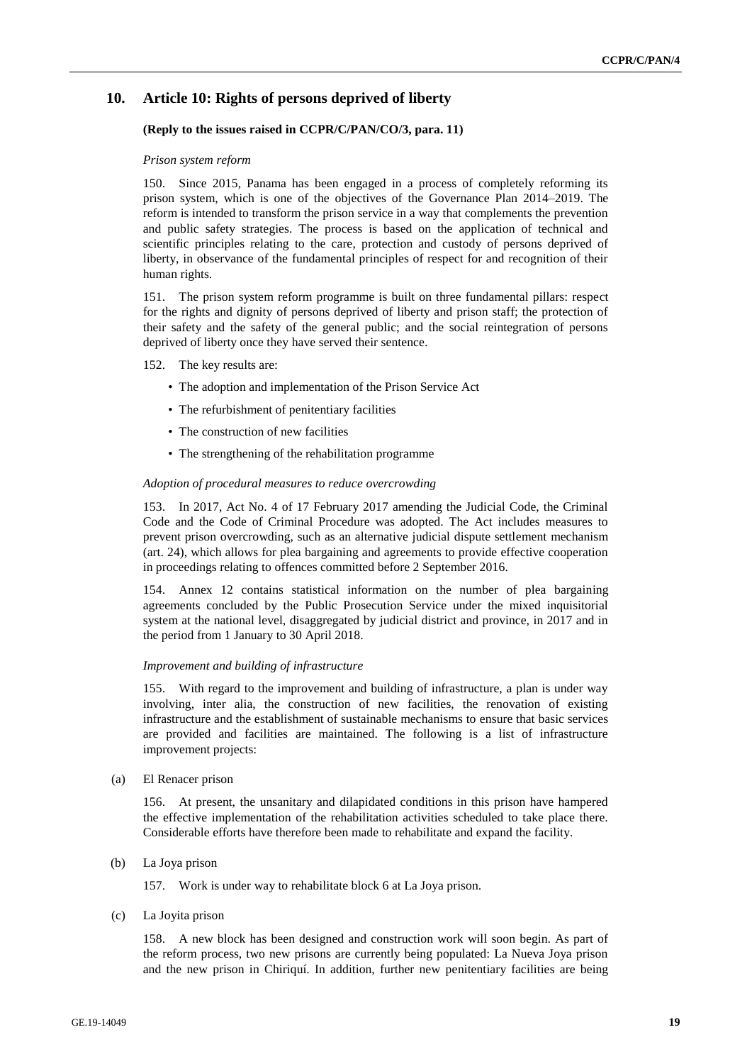## 10. Article 10: Rights of persons deprived of liberty

**(Reply to the issues raised in CCPR/C/PAN/CO/3, para. 11)**

*Prison system reform*

150. Since 2015, Panama has been engaged in a process of completely reforming its prison system, which is one of the objectives of the Governance Plan 2014–2019. The reform is intended to transform the prison service in a way that complements the prevention and public safety strategies. The process is based on the application of technical and scientific principles relating to the care, protection and custody of persons deprived of liberty, in observance of the fundamental principles of respect for and recognition of their human rights.

151. The prison system reform programme is built on three fundamental pillars: respect for the rights and dignity of persons deprived of liberty and prison staff; the protection of their safety and the safety of the general public; and the social reintegration of persons deprived of liberty once they have served their sentence.

152. The key results are:

- The adoption and implementation of the Prison Service Act
- The refurbishment of penitentiary facilities
- The construction of new facilities
- The strengthening of the rehabilitation programme

*Adoption of procedural measures to reduce overcrowding*

153. In 2017, Act No. 4 of 17 February 2017 amending the Judicial Code, the Criminal Code and the Code of Criminal Procedure was adopted. The Act includes measures to prevent prison overcrowding, such as an alternative judicial dispute settlement mechanism (art. 24), which allows for plea bargaining and agreements to provide effective cooperation in proceedings relating to offences committed before 2 September 2016.

154. Annex 12 contains statistical information on the number of plea bargaining agreements concluded by the Public Prosecution Service under the mixed inquisitorial system at the national level, disaggregated by judicial district and province, in 2017 and in the period from 1 January to 30 April 2018.

*Improvement and building of infrastructure*

155. With regard to the improvement and building of infrastructure, a plan is under way involving, inter alia, the construction of new facilities, the renovation of existing infrastructure and the establishment of sustainable mechanisms to ensure that basic services are provided and facilities are maintained. The following is a list of infrastructure improvement projects:

(a) El Renacer prison

156. At present, the unsanitary and dilapidated conditions in this prison have hampered the effective implementation of the rehabilitation activities scheduled to take place there. Considerable efforts have therefore been made to rehabilitate and expand the facility.

(b) La Joya prison

157. Work is under way to rehabilitate block 6 at La Joya prison.

(c) La Joyita prison

158. A new block has been designed and construction work will soon begin. As part of the reform process, two new prisons are currently being populated: La Nueva Joya prison and the new prison in Chiriquí. In addition, further new penitentiary facilities are being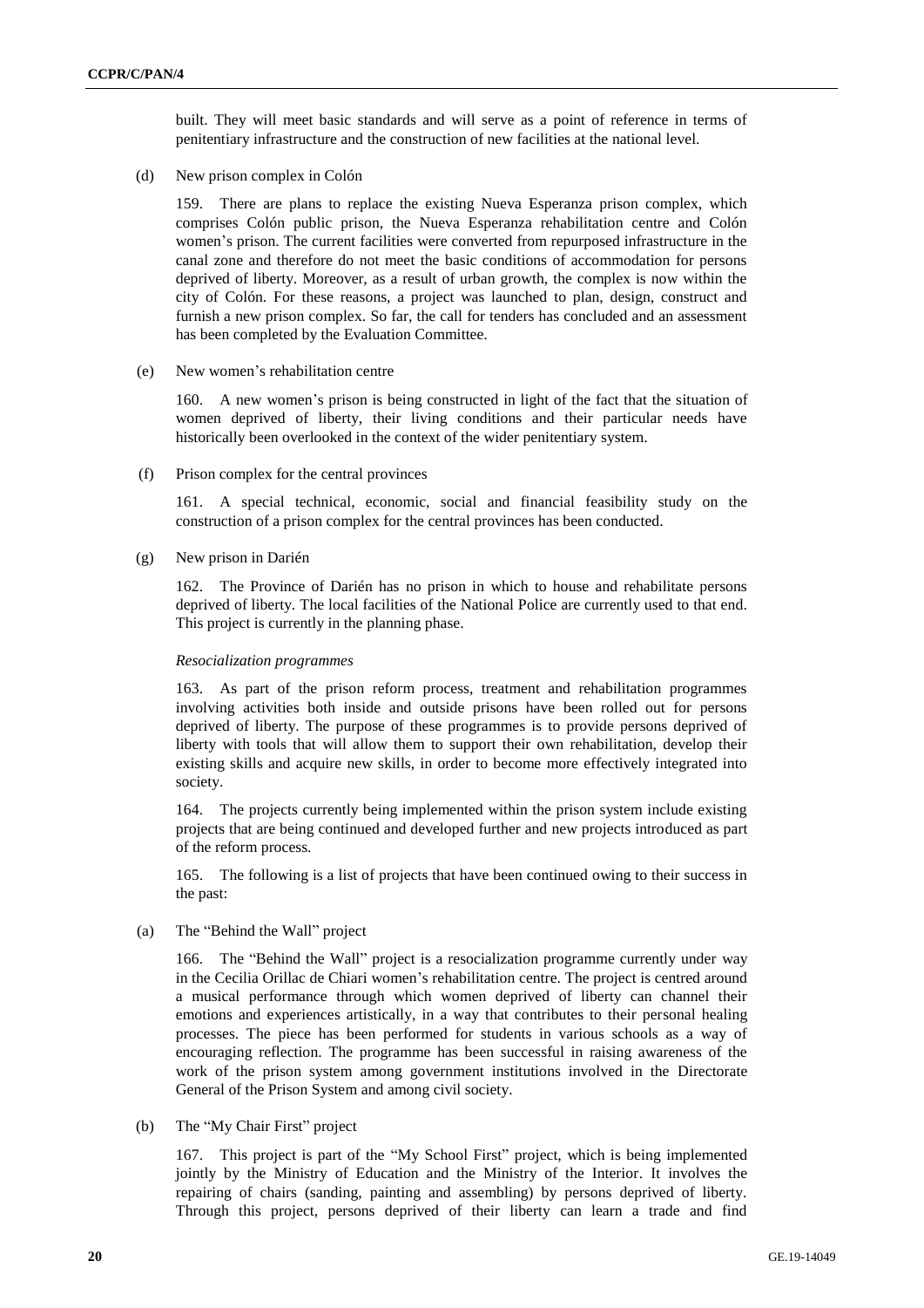built. They will meet basic standards and will serve as a point of reference in terms of penitentiary infrastructure and the construction of new facilities at the national level.

(d) New prison complex in Colón

159. There are plans to replace the existing Nueva Esperanza prison complex, which comprises Colón public prison, the Nueva Esperanza rehabilitation centre and Colón women's prison. The current facilities were converted from repurposed infrastructure in the canal zone and therefore do not meet the basic conditions of accommodation for persons deprived of liberty. Moreover, as a result of urban growth, the complex is now within the city of Colón. For these reasons, a project was launched to plan, design, construct and furnish a new prison complex. So far, the call for tenders has concluded and an assessment has been completed by the Evaluation Committee.

(e) New women's rehabilitation centre

160. A new women's prison is being constructed in light of the fact that the situation of women deprived of liberty, their living conditions and their particular needs have historically been overlooked in the context of the wider penitentiary system.

(f) Prison complex for the central provinces

161. A special technical, economic, social and financial feasibility study on the construction of a prison complex for the central provinces has been conducted.

(g) New prison in Darién

162. The Province of Darién has no prison in which to house and rehabilitate persons deprived of liberty. The local facilities of the National Police are currently used to that end. This project is currently in the planning phase.

*Resocialization programmes*

163. As part of the prison reform process, treatment and rehabilitation programmes involving activities both inside and outside prisons have been rolled out for persons deprived of liberty. The purpose of these programmes is to provide persons deprived of liberty with tools that will allow them to support their own rehabilitation, develop their existing skills and acquire new skills, in order to become more effectively integrated into society.

164. The projects currently being implemented within the prison system include existing projects that are being continued and developed further and new projects introduced as part of the reform process.

165. The following is a list of projects that have been continued owing to their success in the past:

(a) The "Behind the Wall" project

166. The "Behind the Wall" project is a resocialization programme currently under way in the Cecilia Orillac de Chiari women's rehabilitation centre. The project is centred around a musical performance through which women deprived of liberty can channel their emotions and experiences artistically, in a way that contributes to their personal healing processes. The piece has been performed for students in various schools as a way of encouraging reflection. The programme has been successful in raising awareness of the work of the prison system among government institutions involved in the Directorate General of the Prison System and among civil society.

(b) The "My Chair First" project

167. This project is part of the "My School First" project, which is being implemented jointly by the Ministry of Education and the Ministry of the Interior. It involves the repairing of chairs (sanding, painting and assembling) by persons deprived of liberty. Through this project, persons deprived of their liberty can learn a trade and find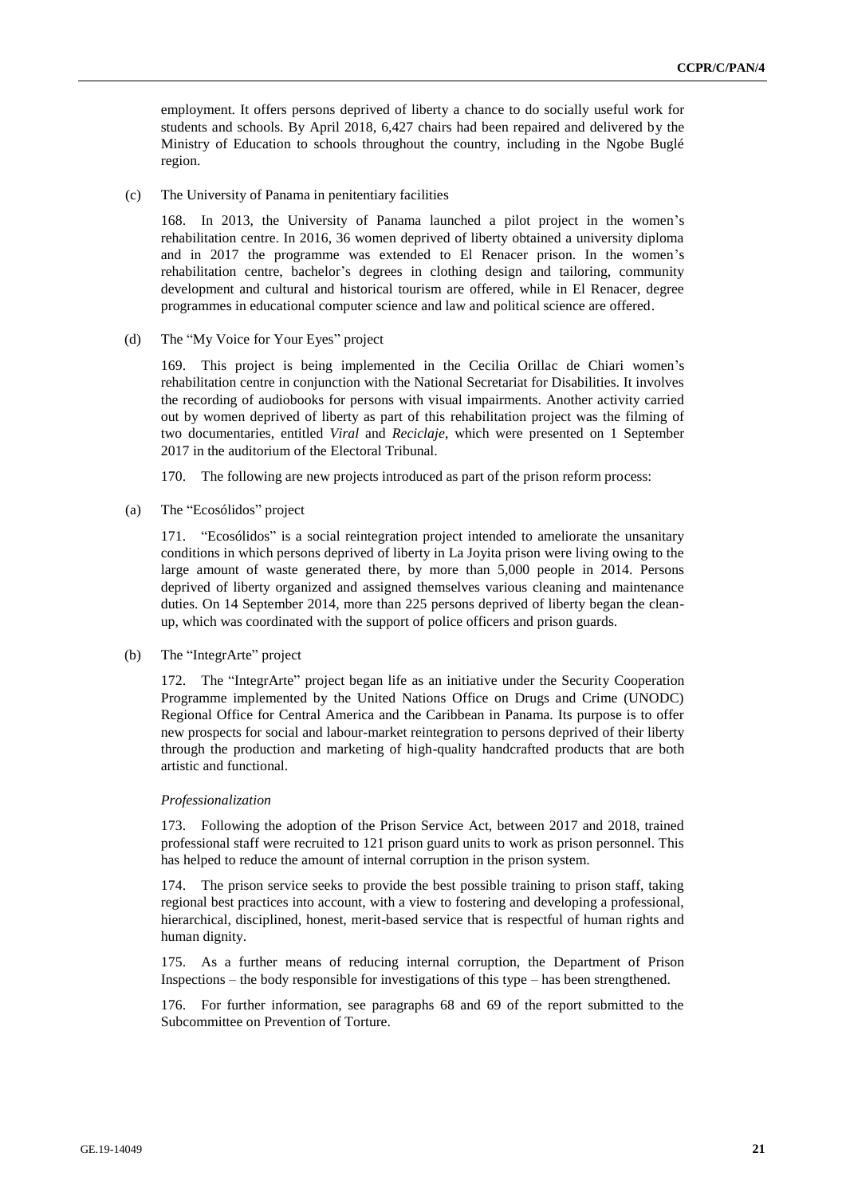employment. It offers persons deprived of liberty a chance to do socially useful work for students and schools. By April 2018, 6,427 chairs had been repaired and delivered by the Ministry of Education to schools throughout the country, including in the Ngobe Buglé region.

(c) The University of Panama in penitentiary facilities

168. In 2013, the University of Panama launched a pilot project in the women's rehabilitation centre. In 2016, 36 women deprived of liberty obtained a university diploma and in 2017 the programme was extended to El Renacer prison. In the women's rehabilitation centre, bachelor's degrees in clothing design and tailoring, community development and cultural and historical tourism are offered, while in El Renacer, degree programmes in educational computer science and law and political science are offered.

(d) The "My Voice for Your Eyes" project

169. This project is being implemented in the Cecilia Orillac de Chiari women's rehabilitation centre in conjunction with the National Secretariat for Disabilities. It involves the recording of audiobooks for persons with visual impairments. Another activity carried out by women deprived of liberty as part of this rehabilitation project was the filming of two documentaries, entitled *Viral* and *Reciclaje*, which were presented on 1 September 2017 in the auditorium of the Electoral Tribunal.

170. The following are new projects introduced as part of the prison reform process:

(a) The "Ecosólidos" project

171. "Ecosólidos" is a social reintegration project intended to ameliorate the unsanitary conditions in which persons deprived of liberty in La Joyita prison were living owing to the large amount of waste generated there, by more than 5,000 people in 2014. Persons deprived of liberty organized and assigned themselves various cleaning and maintenance duties. On 14 September 2014, more than 225 persons deprived of liberty began the clean-up, which was coordinated with the support of police officers and prison guards.

(b) The "IntegrArte" project

172. The "IntegrArte" project began life as an initiative under the Security Cooperation Programme implemented by the United Nations Office on Drugs and Crime (UNODC) Regional Office for Central America and the Caribbean in Panama. Its purpose is to offer new prospects for social and labour-market reintegration to persons deprived of their liberty through the production and marketing of high-quality handcrafted products that are both artistic and functional.

*Professionalization*

173. Following the adoption of the Prison Service Act, between 2017 and 2018, trained professional staff were recruited to 121 prison guard units to work as prison personnel. This has helped to reduce the amount of internal corruption in the prison system.

174. The prison service seeks to provide the best possible training to prison staff, taking regional best practices into account, with a view to fostering and developing a professional, hierarchical, disciplined, honest, merit-based service that is respectful of human rights and human dignity.

175. As a further means of reducing internal corruption, the Department of Prison Inspections – the body responsible for investigations of this type – has been strengthened.

176. For further information, see paragraphs 68 and 69 of the report submitted to the Subcommittee on Prevention of Torture.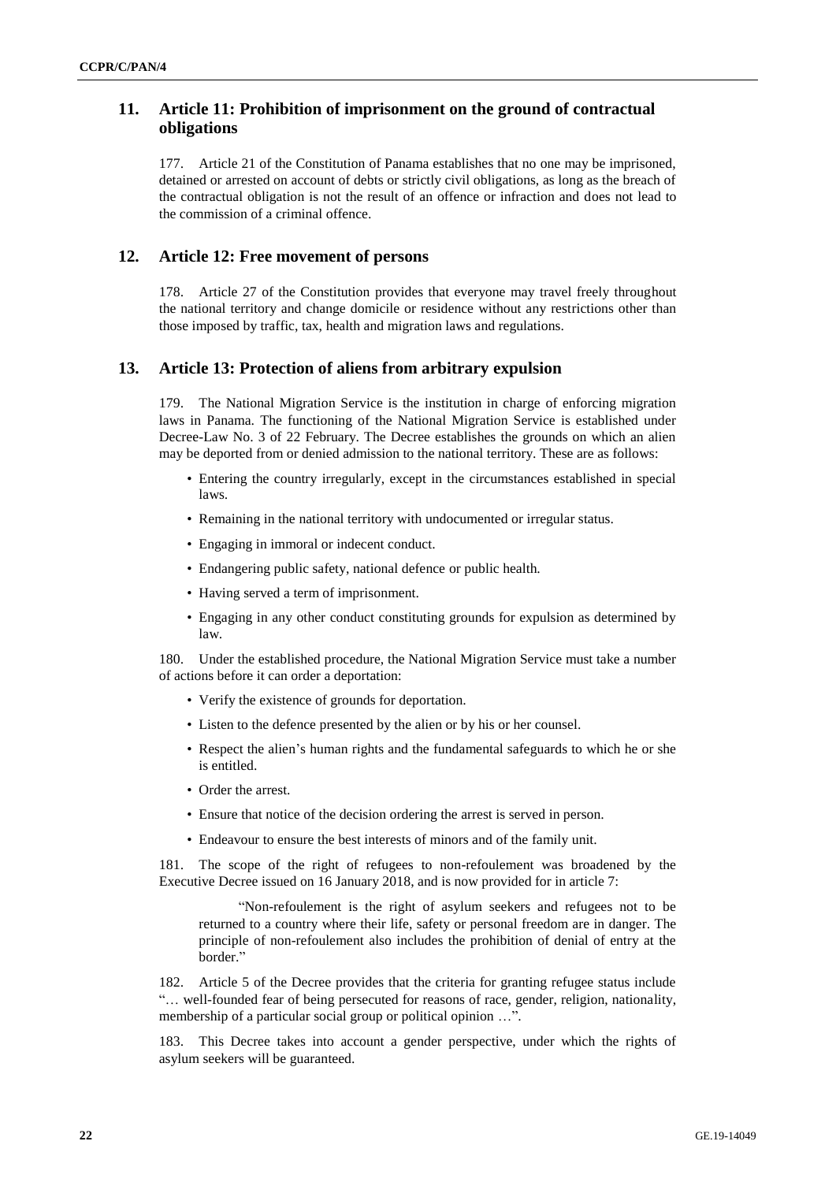## 11. Article 11: Prohibition of imprisonment on the ground of contractual obligations

177. Article 21 of the Constitution of Panama establishes that no one may be imprisoned, detained or arrested on account of debts or strictly civil obligations, as long as the breach of the contractual obligation is not the result of an offence or infraction and does not lead to the commission of a criminal offence.

## 12. Article 12: Free movement of persons

178. Article 27 of the Constitution provides that everyone may travel freely throughout the national territory and change domicile or residence without any restrictions other than those imposed by traffic, tax, health and migration laws and regulations.

## 13. Article 13: Protection of aliens from arbitrary expulsion

179. The National Migration Service is the institution in charge of enforcing migration laws in Panama. The functioning of the National Migration Service is established under Decree-Law No. 3 of 22 February. The Decree establishes the grounds on which an alien may be deported from or denied admission to the national territory. These are as follows:

- Entering the country irregularly, except in the circumstances established in special laws.
- Remaining in the national territory with undocumented or irregular status.
- Engaging in immoral or indecent conduct.
- Endangering public safety, national defence or public health.
- Having served a term of imprisonment.
- Engaging in any other conduct constituting grounds for expulsion as determined by law.

180. Under the established procedure, the National Migration Service must take a number of actions before it can order a deportation:

- Verify the existence of grounds for deportation.
- Listen to the defence presented by the alien or by his or her counsel.
- Respect the alien's human rights and the fundamental safeguards to which he or she is entitled.
- Order the arrest.
- Ensure that notice of the decision ordering the arrest is served in person.
- Endeavour to ensure the best interests of minors and of the family unit.

181. The scope of the right of refugees to non-refoulement was broadened by the Executive Decree issued on 16 January 2018, and is now provided for in article 7:

> "Non-refoulement is the right of asylum seekers and refugees not to be returned to a country where their life, safety or personal freedom are in danger. The principle of non-refoulement also includes the prohibition of denial of entry at the border."

182. Article 5 of the Decree provides that the criteria for granting refugee status include "… well-founded fear of being persecuted for reasons of race, gender, religion, nationality, membership of a particular social group or political opinion …".

183. This Decree takes into account a gender perspective, under which the rights of asylum seekers will be guaranteed.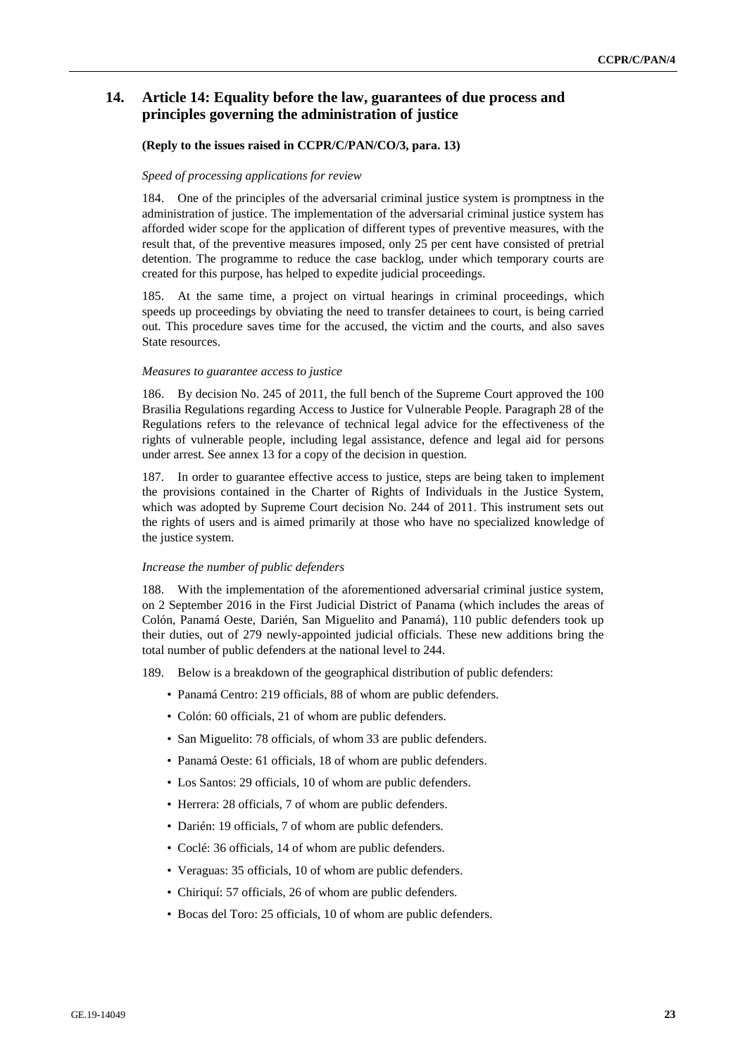## 14. Article 14: Equality before the law, guarantees of due process and principles governing the administration of justice

**(Reply to the issues raised in CCPR/C/PAN/CO/3, para. 13)**

*Speed of processing applications for review*

184. One of the principles of the adversarial criminal justice system is promptness in the administration of justice. The implementation of the adversarial criminal justice system has afforded wider scope for the application of different types of preventive measures, with the result that, of the preventive measures imposed, only 25 per cent have consisted of pretrial detention. The programme to reduce the case backlog, under which temporary courts are created for this purpose, has helped to expedite judicial proceedings.

185. At the same time, a project on virtual hearings in criminal proceedings, which speeds up proceedings by obviating the need to transfer detainees to court, is being carried out. This procedure saves time for the accused, the victim and the courts, and also saves State resources.

*Measures to guarantee access to justice*

186. By decision No. 245 of 2011, the full bench of the Supreme Court approved the 100 Brasilia Regulations regarding Access to Justice for Vulnerable People. Paragraph 28 of the Regulations refers to the relevance of technical legal advice for the effectiveness of the rights of vulnerable people, including legal assistance, defence and legal aid for persons under arrest. See annex 13 for a copy of the decision in question.

187. In order to guarantee effective access to justice, steps are being taken to implement the provisions contained in the Charter of Rights of Individuals in the Justice System, which was adopted by Supreme Court decision No. 244 of 2011. This instrument sets out the rights of users and is aimed primarily at those who have no specialized knowledge of the justice system.

*Increase the number of public defenders*

188. With the implementation of the aforementioned adversarial criminal justice system, on 2 September 2016 in the First Judicial District of Panama (which includes the areas of Colón, Panamá Oeste, Darién, San Miguelito and Panamá), 110 public defenders took up their duties, out of 279 newly-appointed judicial officials. These new additions bring the total number of public defenders at the national level to 244.

189. Below is a breakdown of the geographical distribution of public defenders:

- Panamá Centro: 219 officials, 88 of whom are public defenders.
- Colón: 60 officials, 21 of whom are public defenders.
- San Miguelito: 78 officials, of whom 33 are public defenders.
- Panamá Oeste: 61 officials, 18 of whom are public defenders.
- Los Santos: 29 officials, 10 of whom are public defenders.
- Herrera: 28 officials, 7 of whom are public defenders.
- Darién: 19 officials, 7 of whom are public defenders.
- Coclé: 36 officials, 14 of whom are public defenders.
- Veraguas: 35 officials, 10 of whom are public defenders.
- Chiriquí: 57 officials, 26 of whom are public defenders.
- Bocas del Toro: 25 officials, 10 of whom are public defenders.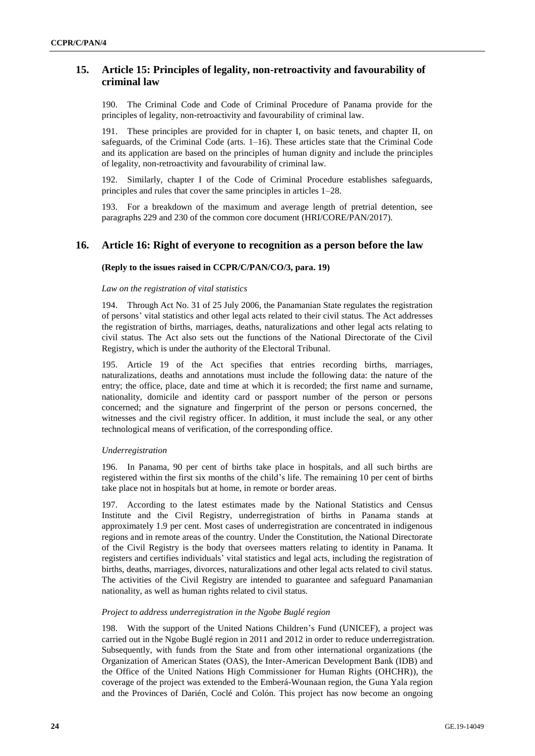## 15. Article 15: Principles of legality, non-retroactivity and favourability of criminal law

190. The Criminal Code and Code of Criminal Procedure of Panama provide for the principles of legality, non-retroactivity and favourability of criminal law.

191. These principles are provided for in chapter I, on basic tenets, and chapter II, on safeguards, of the Criminal Code (arts. 1–16). These articles state that the Criminal Code and its application are based on the principles of human dignity and include the principles of legality, non-retroactivity and favourability of criminal law.

192. Similarly, chapter I of the Code of Criminal Procedure establishes safeguards, principles and rules that cover the same principles in articles 1–28.

193. For a breakdown of the maximum and average length of pretrial detention, see paragraphs 229 and 230 of the common core document (HRI/CORE/PAN/2017).

## 16. Article 16: Right of everyone to recognition as a person before the law

**(Reply to the issues raised in CCPR/C/PAN/CO/3, para. 19)**

*Law on the registration of vital statistics*

194. Through Act No. 31 of 25 July 2006, the Panamanian State regulates the registration of persons' vital statistics and other legal acts related to their civil status. The Act addresses the registration of births, marriages, deaths, naturalizations and other legal acts relating to civil status. The Act also sets out the functions of the National Directorate of the Civil Registry, which is under the authority of the Electoral Tribunal.

195. Article 19 of the Act specifies that entries recording births, marriages, naturalizations, deaths and annotations must include the following data: the nature of the entry; the office, place, date and time at which it is recorded; the first name and surname, nationality, domicile and identity card or passport number of the person or persons concerned; and the signature and fingerprint of the person or persons concerned, the witnesses and the civil registry officer. In addition, it must include the seal, or any other technological means of verification, of the corresponding office.

*Underregistration*

196. In Panama, 90 per cent of births take place in hospitals, and all such births are registered within the first six months of the child's life. The remaining 10 per cent of births take place not in hospitals but at home, in remote or border areas.

197. According to the latest estimates made by the National Statistics and Census Institute and the Civil Registry, underregistration of births in Panama stands at approximately 1.9 per cent. Most cases of underregistration are concentrated in indigenous regions and in remote areas of the country. Under the Constitution, the National Directorate of the Civil Registry is the body that oversees matters relating to identity in Panama. It registers and certifies individuals' vital statistics and legal acts, including the registration of births, deaths, marriages, divorces, naturalizations and other legal acts related to civil status. The activities of the Civil Registry are intended to guarantee and safeguard Panamanian nationality, as well as human rights related to civil status.

*Project to address underregistration in the Ngobe Buglé region*

198. With the support of the United Nations Children's Fund (UNICEF), a project was carried out in the Ngobe Buglé region in 2011 and 2012 in order to reduce underregistration. Subsequently, with funds from the State and from other international organizations (the Organization of American States (OAS), the Inter-American Development Bank (IDB) and the Office of the United Nations High Commissioner for Human Rights (OHCHR)), the coverage of the project was extended to the Emberá-Wounaan region, the Guna Yala region and the Provinces of Darién, Coclé and Colón. This project has now become an ongoing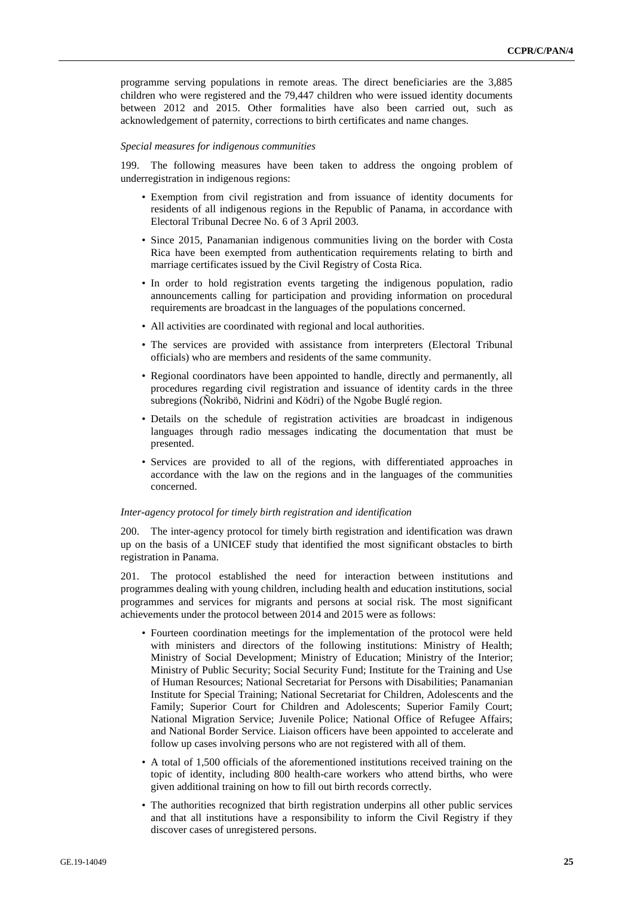programme serving populations in remote areas. The direct beneficiaries are the 3,885 children who were registered and the 79,447 children who were issued identity documents between 2012 and 2015. Other formalities have also been carried out, such as acknowledgement of paternity, corrections to birth certificates and name changes.

*Special measures for indigenous communities*

199. The following measures have been taken to address the ongoing problem of underregistration in indigenous regions:

- Exemption from civil registration and from issuance of identity documents for residents of all indigenous regions in the Republic of Panama, in accordance with Electoral Tribunal Decree No. 6 of 3 April 2003.
- Since 2015, Panamanian indigenous communities living on the border with Costa Rica have been exempted from authentication requirements relating to birth and marriage certificates issued by the Civil Registry of Costa Rica.
- In order to hold registration events targeting the indigenous population, radio announcements calling for participation and providing information on procedural requirements are broadcast in the languages of the populations concerned.
- All activities are coordinated with regional and local authorities.
- The services are provided with assistance from interpreters (Electoral Tribunal officials) who are members and residents of the same community.
- Regional coordinators have been appointed to handle, directly and permanently, all procedures regarding civil registration and issuance of identity cards in the three subregions (Ñokribö, Nidrini and Ködri) of the Ngobe Buglé region.
- Details on the schedule of registration activities are broadcast in indigenous languages through radio messages indicating the documentation that must be presented.
- Services are provided to all of the regions, with differentiated approaches in accordance with the law on the regions and in the languages of the communities concerned.

*Inter-agency protocol for timely birth registration and identification*

200. The inter-agency protocol for timely birth registration and identification was drawn up on the basis of a UNICEF study that identified the most significant obstacles to birth registration in Panama.

201. The protocol established the need for interaction between institutions and programmes dealing with young children, including health and education institutions, social programmes and services for migrants and persons at social risk. The most significant achievements under the protocol between 2014 and 2015 were as follows:

- Fourteen coordination meetings for the implementation of the protocol were held with ministers and directors of the following institutions: Ministry of Health; Ministry of Social Development; Ministry of Education; Ministry of the Interior; Ministry of Public Security; Social Security Fund; Institute for the Training and Use of Human Resources; National Secretariat for Persons with Disabilities; Panamanian Institute for Special Training; National Secretariat for Children, Adolescents and the Family; Superior Court for Children and Adolescents; Superior Family Court; National Migration Service; Juvenile Police; National Office of Refugee Affairs; and National Border Service. Liaison officers have been appointed to accelerate and follow up cases involving persons who are not registered with all of them.
- A total of 1,500 officials of the aforementioned institutions received training on the topic of identity, including 800 health-care workers who attend births, who were given additional training on how to fill out birth records correctly.
- The authorities recognized that birth registration underpins all other public services and that all institutions have a responsibility to inform the Civil Registry if they discover cases of unregistered persons.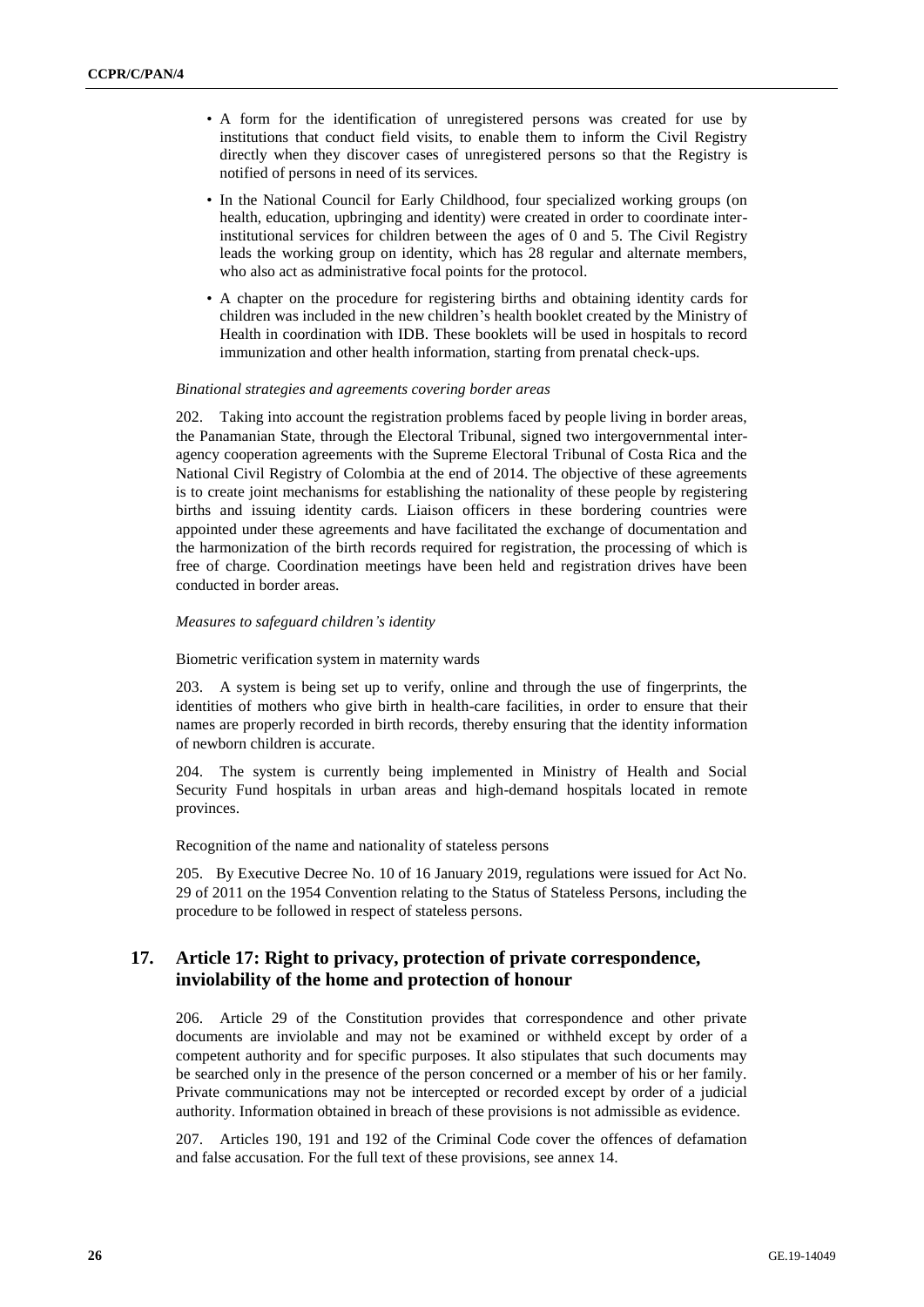- A form for the identification of unregistered persons was created for use by institutions that conduct field visits, to enable them to inform the Civil Registry directly when they discover cases of unregistered persons so that the Registry is notified of persons in need of its services.
- In the National Council for Early Childhood, four specialized working groups (on health, education, upbringing and identity) were created in order to coordinate inter-institutional services for children between the ages of 0 and 5. The Civil Registry leads the working group on identity, which has 28 regular and alternate members, who also act as administrative focal points for the protocol.
- A chapter on the procedure for registering births and obtaining identity cards for children was included in the new children's health booklet created by the Ministry of Health in coordination with IDB. These booklets will be used in hospitals to record immunization and other health information, starting from prenatal check-ups.

*Binational strategies and agreements covering border areas*

202. Taking into account the registration problems faced by people living in border areas, the Panamanian State, through the Electoral Tribunal, signed two intergovernmental inter-agency cooperation agreements with the Supreme Electoral Tribunal of Costa Rica and the National Civil Registry of Colombia at the end of 2014. The objective of these agreements is to create joint mechanisms for establishing the nationality of these people by registering births and issuing identity cards. Liaison officers in these bordering countries were appointed under these agreements and have facilitated the exchange of documentation and the harmonization of the birth records required for registration, the processing of which is free of charge. Coordination meetings have been held and registration drives have been conducted in border areas.

*Measures to safeguard children's identity*

Biometric verification system in maternity wards

203. A system is being set up to verify, online and through the use of fingerprints, the identities of mothers who give birth in health-care facilities, in order to ensure that their names are properly recorded in birth records, thereby ensuring that the identity information of newborn children is accurate.

204. The system is currently being implemented in Ministry of Health and Social Security Fund hospitals in urban areas and high-demand hospitals located in remote provinces.

Recognition of the name and nationality of stateless persons

205. By Executive Decree No. 10 of 16 January 2019, regulations were issued for Act No. 29 of 2011 on the 1954 Convention relating to the Status of Stateless Persons, including the procedure to be followed in respect of stateless persons.

## 17. Article 17: Right to privacy, protection of private correspondence, inviolability of the home and protection of honour

206. Article 29 of the Constitution provides that correspondence and other private documents are inviolable and may not be examined or withheld except by order of a competent authority and for specific purposes. It also stipulates that such documents may be searched only in the presence of the person concerned or a member of his or her family. Private communications may not be intercepted or recorded except by order of a judicial authority. Information obtained in breach of these provisions is not admissible as evidence.

207. Articles 190, 191 and 192 of the Criminal Code cover the offences of defamation and false accusation. For the full text of these provisions, see annex 14.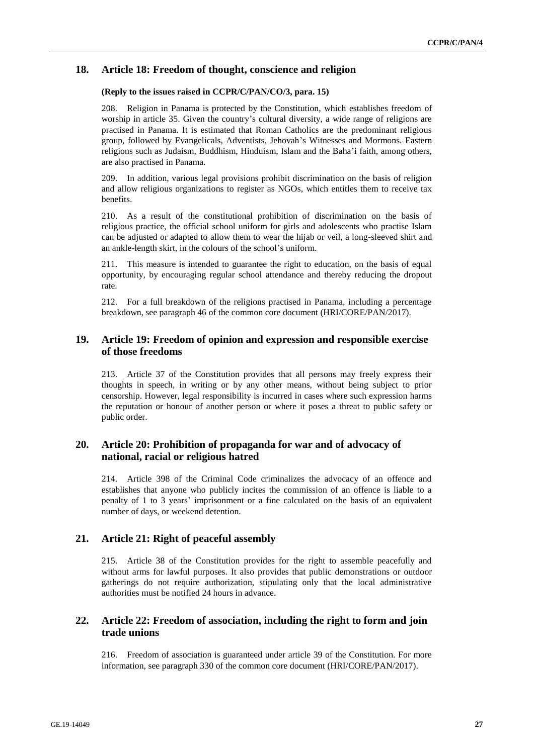## 18. Article 18: Freedom of thought, conscience and religion

**(Reply to the issues raised in CCPR/C/PAN/CO/3, para. 15)**

208. Religion in Panama is protected by the Constitution, which establishes freedom of worship in article 35. Given the country's cultural diversity, a wide range of religions are practised in Panama. It is estimated that Roman Catholics are the predominant religious group, followed by Evangelicals, Adventists, Jehovah's Witnesses and Mormons. Eastern religions such as Judaism, Buddhism, Hinduism, Islam and the Baha'i faith, among others, are also practised in Panama.

209. In addition, various legal provisions prohibit discrimination on the basis of religion and allow religious organizations to register as NGOs, which entitles them to receive tax benefits.

210. As a result of the constitutional prohibition of discrimination on the basis of religious practice, the official school uniform for girls and adolescents who practise Islam can be adjusted or adapted to allow them to wear the hijab or veil, a long-sleeved shirt and an ankle-length skirt, in the colours of the school's uniform.

211. This measure is intended to guarantee the right to education, on the basis of equal opportunity, by encouraging regular school attendance and thereby reducing the dropout rate.

212. For a full breakdown of the religions practised in Panama, including a percentage breakdown, see paragraph 46 of the common core document (HRI/CORE/PAN/2017).

## 19. Article 19: Freedom of opinion and expression and responsible exercise of those freedoms

213. Article 37 of the Constitution provides that all persons may freely express their thoughts in speech, in writing or by any other means, without being subject to prior censorship. However, legal responsibility is incurred in cases where such expression harms the reputation or honour of another person or where it poses a threat to public safety or public order.

## 20. Article 20: Prohibition of propaganda for war and of advocacy of national, racial or religious hatred

214. Article 398 of the Criminal Code criminalizes the advocacy of an offence and establishes that anyone who publicly incites the commission of an offence is liable to a penalty of 1 to 3 years' imprisonment or a fine calculated on the basis of an equivalent number of days, or weekend detention.

## 21. Article 21: Right of peaceful assembly

215. Article 38 of the Constitution provides for the right to assemble peacefully and without arms for lawful purposes. It also provides that public demonstrations or outdoor gatherings do not require authorization, stipulating only that the local administrative authorities must be notified 24 hours in advance.

## 22. Article 22: Freedom of association, including the right to form and join trade unions

216. Freedom of association is guaranteed under article 39 of the Constitution. For more information, see paragraph 330 of the common core document (HRI/CORE/PAN/2017).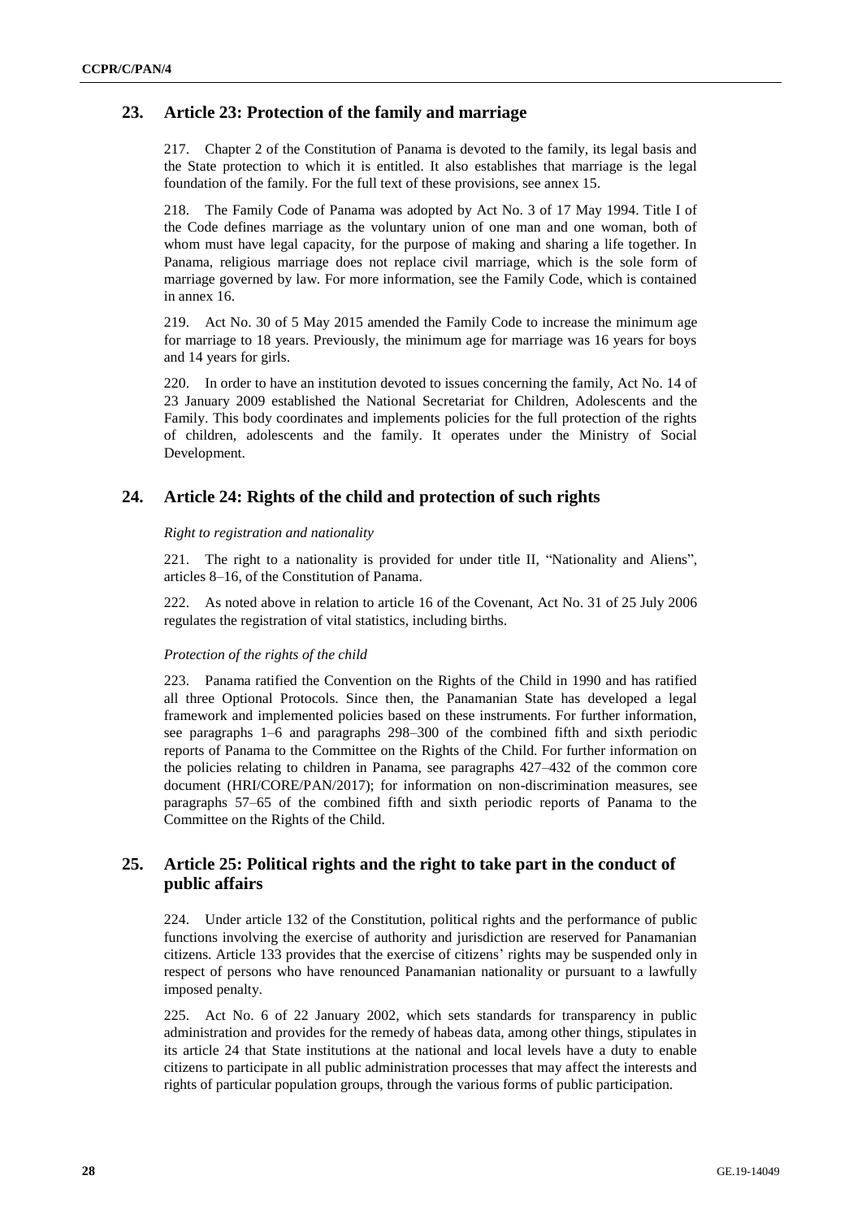## 23. Article 23: Protection of the family and marriage

217. Chapter 2 of the Constitution of Panama is devoted to the family, its legal basis and the State protection to which it is entitled. It also establishes that marriage is the legal foundation of the family. For the full text of these provisions, see annex 15.

218. The Family Code of Panama was adopted by Act No. 3 of 17 May 1994. Title I of the Code defines marriage as the voluntary union of one man and one woman, both of whom must have legal capacity, for the purpose of making and sharing a life together. In Panama, religious marriage does not replace civil marriage, which is the sole form of marriage governed by law. For more information, see the Family Code, which is contained in annex 16.

219. Act No. 30 of 5 May 2015 amended the Family Code to increase the minimum age for marriage to 18 years. Previously, the minimum age for marriage was 16 years for boys and 14 years for girls.

220. In order to have an institution devoted to issues concerning the family, Act No. 14 of 23 January 2009 established the National Secretariat for Children, Adolescents and the Family. This body coordinates and implements policies for the full protection of the rights of children, adolescents and the family. It operates under the Ministry of Social Development.

## 24. Article 24: Rights of the child and protection of such rights

*Right to registration and nationality*

221. The right to a nationality is provided for under title II, "Nationality and Aliens", articles 8–16, of the Constitution of Panama.

222. As noted above in relation to article 16 of the Covenant, Act No. 31 of 25 July 2006 regulates the registration of vital statistics, including births.

*Protection of the rights of the child*

223. Panama ratified the Convention on the Rights of the Child in 1990 and has ratified all three Optional Protocols. Since then, the Panamanian State has developed a legal framework and implemented policies based on these instruments. For further information, see paragraphs 1–6 and paragraphs 298–300 of the combined fifth and sixth periodic reports of Panama to the Committee on the Rights of the Child. For further information on the policies relating to children in Panama, see paragraphs 427–432 of the common core document (HRI/CORE/PAN/2017); for information on non-discrimination measures, see paragraphs 57–65 of the combined fifth and sixth periodic reports of Panama to the Committee on the Rights of the Child.

## 25. Article 25: Political rights and the right to take part in the conduct of public affairs

224. Under article 132 of the Constitution, political rights and the performance of public functions involving the exercise of authority and jurisdiction are reserved for Panamanian citizens. Article 133 provides that the exercise of citizens' rights may be suspended only in respect of persons who have renounced Panamanian nationality or pursuant to a lawfully imposed penalty.

225. Act No. 6 of 22 January 2002, which sets standards for transparency in public administration and provides for the remedy of habeas data, among other things, stipulates in its article 24 that State institutions at the national and local levels have a duty to enable citizens to participate in all public administration processes that may affect the interests and rights of particular population groups, through the various forms of public participation.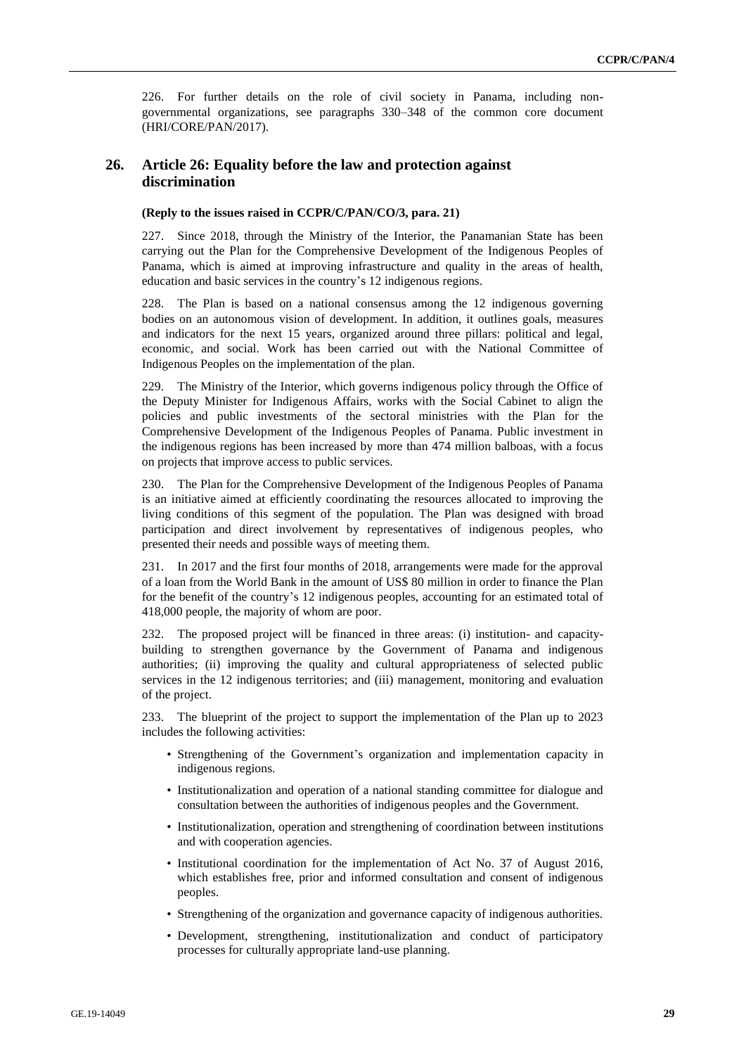226. For further details on the role of civil society in Panama, including non-governmental organizations, see paragraphs 330–348 of the common core document (HRI/CORE/PAN/2017).

## 26. Article 26: Equality before the law and protection against discrimination

**(Reply to the issues raised in CCPR/C/PAN/CO/3, para. 21)**

227. Since 2018, through the Ministry of the Interior, the Panamanian State has been carrying out the Plan for the Comprehensive Development of the Indigenous Peoples of Panama, which is aimed at improving infrastructure and quality in the areas of health, education and basic services in the country's 12 indigenous regions.

228. The Plan is based on a national consensus among the 12 indigenous governing bodies on an autonomous vision of development. In addition, it outlines goals, measures and indicators for the next 15 years, organized around three pillars: political and legal, economic, and social. Work has been carried out with the National Committee of Indigenous Peoples on the implementation of the plan.

229. The Ministry of the Interior, which governs indigenous policy through the Office of the Deputy Minister for Indigenous Affairs, works with the Social Cabinet to align the policies and public investments of the sectoral ministries with the Plan for the Comprehensive Development of the Indigenous Peoples of Panama. Public investment in the indigenous regions has been increased by more than 474 million balboas, with a focus on projects that improve access to public services.

230. The Plan for the Comprehensive Development of the Indigenous Peoples of Panama is an initiative aimed at efficiently coordinating the resources allocated to improving the living conditions of this segment of the population. The Plan was designed with broad participation and direct involvement by representatives of indigenous peoples, who presented their needs and possible ways of meeting them.

231. In 2017 and the first four months of 2018, arrangements were made for the approval of a loan from the World Bank in the amount of US$ 80 million in order to finance the Plan for the benefit of the country's 12 indigenous peoples, accounting for an estimated total of 418,000 people, the majority of whom are poor.

232. The proposed project will be financed in three areas: (i) institution- and capacity-building to strengthen governance by the Government of Panama and indigenous authorities; (ii) improving the quality and cultural appropriateness of selected public services in the 12 indigenous territories; and (iii) management, monitoring and evaluation of the project.

233. The blueprint of the project to support the implementation of the Plan up to 2023 includes the following activities:

- Strengthening of the Government's organization and implementation capacity in indigenous regions.
- Institutionalization and operation of a national standing committee for dialogue and consultation between the authorities of indigenous peoples and the Government.
- Institutionalization, operation and strengthening of coordination between institutions and with cooperation agencies.
- Institutional coordination for the implementation of Act No. 37 of August 2016, which establishes free, prior and informed consultation and consent of indigenous peoples.
- Strengthening of the organization and governance capacity of indigenous authorities.
- Development, strengthening, institutionalization and conduct of participatory processes for culturally appropriate land-use planning.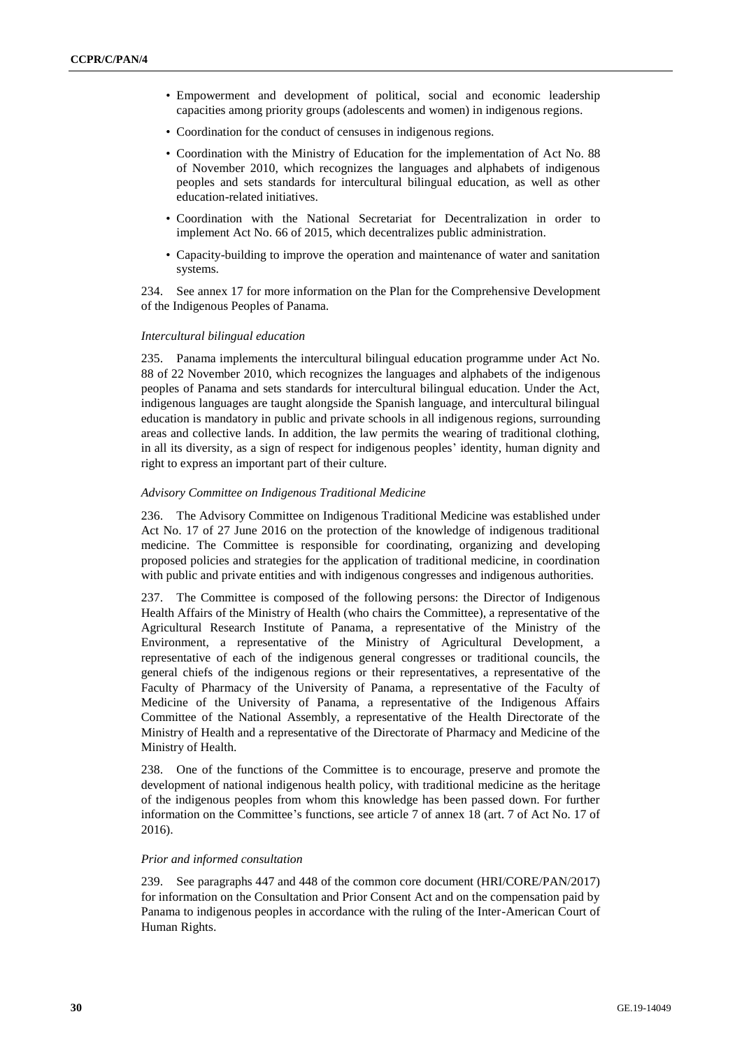- Empowerment and development of political, social and economic leadership capacities among priority groups (adolescents and women) in indigenous regions.
- Coordination for the conduct of censuses in indigenous regions.
- Coordination with the Ministry of Education for the implementation of Act No. 88 of November 2010, which recognizes the languages and alphabets of indigenous peoples and sets standards for intercultural bilingual education, as well as other education-related initiatives.
- Coordination with the National Secretariat for Decentralization in order to implement Act No. 66 of 2015, which decentralizes public administration.
- Capacity-building to improve the operation and maintenance of water and sanitation systems.

234. See annex 17 for more information on the Plan for the Comprehensive Development of the Indigenous Peoples of Panama.

*Intercultural bilingual education*

235. Panama implements the intercultural bilingual education programme under Act No. 88 of 22 November 2010, which recognizes the languages and alphabets of the indigenous peoples of Panama and sets standards for intercultural bilingual education. Under the Act, indigenous languages are taught alongside the Spanish language, and intercultural bilingual education is mandatory in public and private schools in all indigenous regions, surrounding areas and collective lands. In addition, the law permits the wearing of traditional clothing, in all its diversity, as a sign of respect for indigenous peoples' identity, human dignity and right to express an important part of their culture.

*Advisory Committee on Indigenous Traditional Medicine*

236. The Advisory Committee on Indigenous Traditional Medicine was established under Act No. 17 of 27 June 2016 on the protection of the knowledge of indigenous traditional medicine. The Committee is responsible for coordinating, organizing and developing proposed policies and strategies for the application of traditional medicine, in coordination with public and private entities and with indigenous congresses and indigenous authorities.

237. The Committee is composed of the following persons: the Director of Indigenous Health Affairs of the Ministry of Health (who chairs the Committee), a representative of the Agricultural Research Institute of Panama, a representative of the Ministry of the Environment, a representative of the Ministry of Agricultural Development, a representative of each of the indigenous general congresses or traditional councils, the general chiefs of the indigenous regions or their representatives, a representative of the Faculty of Pharmacy of the University of Panama, a representative of the Faculty of Medicine of the University of Panama, a representative of the Indigenous Affairs Committee of the National Assembly, a representative of the Health Directorate of the Ministry of Health and a representative of the Directorate of Pharmacy and Medicine of the Ministry of Health.

238. One of the functions of the Committee is to encourage, preserve and promote the development of national indigenous health policy, with traditional medicine as the heritage of the indigenous peoples from whom this knowledge has been passed down. For further information on the Committee's functions, see article 7 of annex 18 (art. 7 of Act No. 17 of 2016).

*Prior and informed consultation*

239. See paragraphs 447 and 448 of the common core document (HRI/CORE/PAN/2017) for information on the Consultation and Prior Consent Act and on the compensation paid by Panama to indigenous peoples in accordance with the ruling of the Inter-American Court of Human Rights.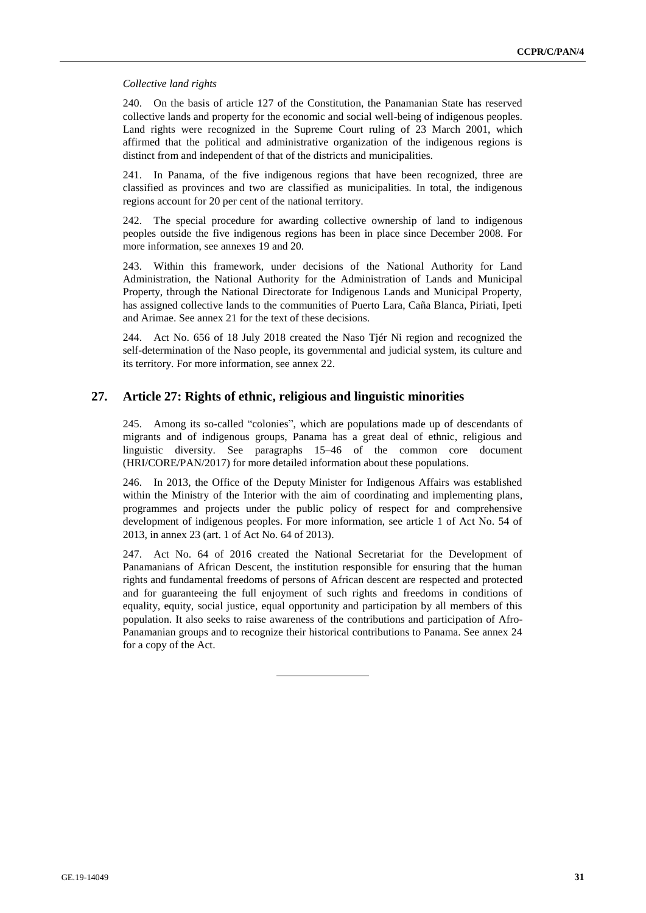*Collective land rights*

240. On the basis of article 127 of the Constitution, the Panamanian State has reserved collective lands and property for the economic and social well-being of indigenous peoples. Land rights were recognized in the Supreme Court ruling of 23 March 2001, which affirmed that the political and administrative organization of the indigenous regions is distinct from and independent of that of the districts and municipalities.

241. In Panama, of the five indigenous regions that have been recognized, three are classified as provinces and two are classified as municipalities. In total, the indigenous regions account for 20 per cent of the national territory.

242. The special procedure for awarding collective ownership of land to indigenous peoples outside the five indigenous regions has been in place since December 2008. For more information, see annexes 19 and 20.

243. Within this framework, under decisions of the National Authority for Land Administration, the National Authority for the Administration of Lands and Municipal Property, through the National Directorate for Indigenous Lands and Municipal Property, has assigned collective lands to the communities of Puerto Lara, Caña Blanca, Piriati, Ipeti and Arimae. See annex 21 for the text of these decisions.

244. Act No. 656 of 18 July 2018 created the Naso Tjér Ni region and recognized the self-determination of the Naso people, its governmental and judicial system, its culture and its territory. For more information, see annex 22.

## 27. Article 27: Rights of ethnic, religious and linguistic minorities

245. Among its so-called "colonies", which are populations made up of descendants of migrants and of indigenous groups, Panama has a great deal of ethnic, religious and linguistic diversity. See paragraphs 15–46 of the common core document (HRI/CORE/PAN/2017) for more detailed information about these populations.

246. In 2013, the Office of the Deputy Minister for Indigenous Affairs was established within the Ministry of the Interior with the aim of coordinating and implementing plans, programmes and projects under the public policy of respect for and comprehensive development of indigenous peoples. For more information, see article 1 of Act No. 54 of 2013, in annex 23 (art. 1 of Act No. 64 of 2013).

247. Act No. 64 of 2016 created the National Secretariat for the Development of Panamanians of African Descent, the institution responsible for ensuring that the human rights and fundamental freedoms of persons of African descent are respected and protected and for guaranteeing the full enjoyment of such rights and freedoms in conditions of equality, equity, social justice, equal opportunity and participation by all members of this population. It also seeks to raise awareness of the contributions and participation of Afro-Panamanian groups and to recognize their historical contributions to Panama. See annex 24 for a copy of the Act.